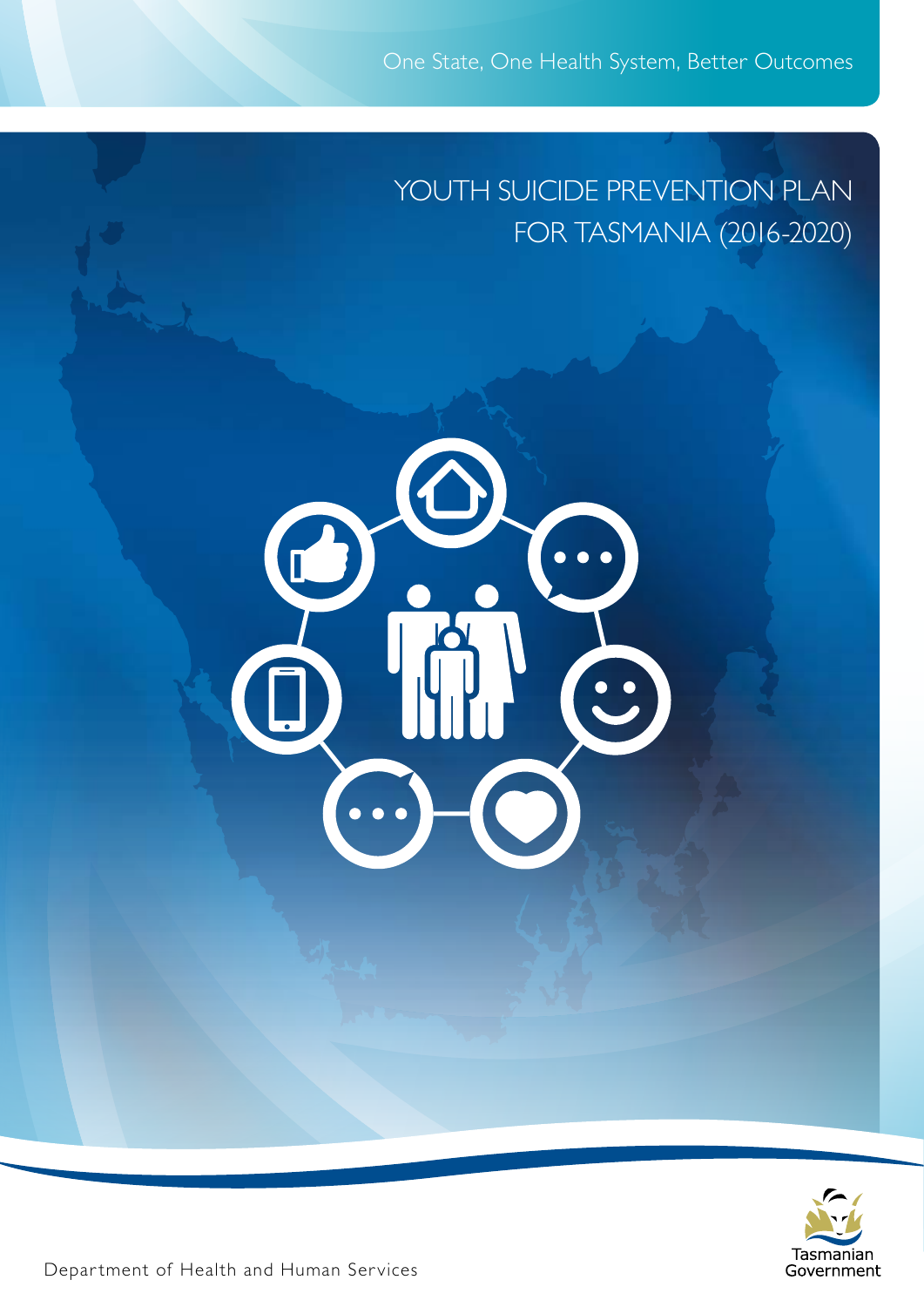One State, One Health System, Better Outcomes

# YOUTH SUICIDE PREVENTION PLAN FOR TASMANIA (2016-2020)

Department of Health and Human Services

Tasmanian Government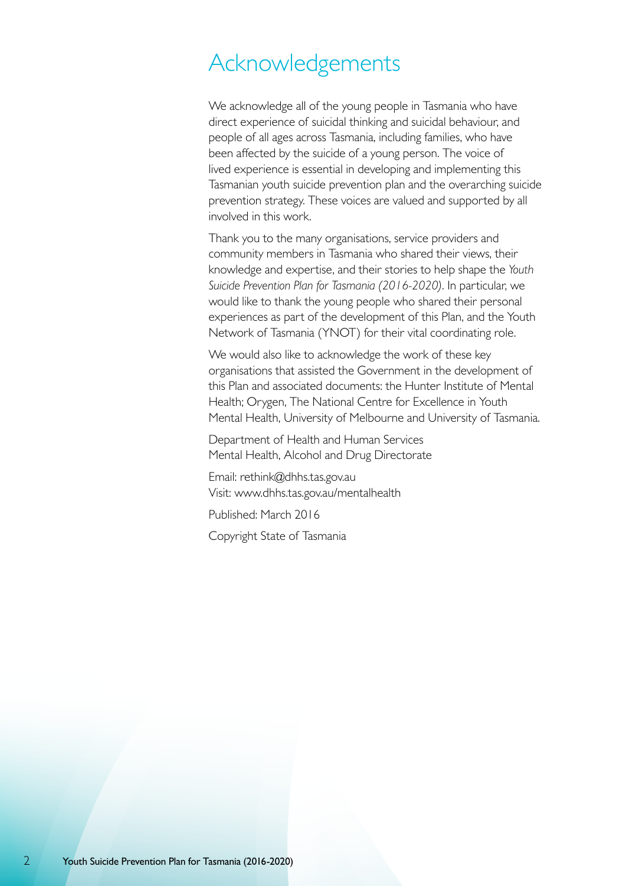# Acknowledgements

We acknowledge all of the young people in Tasmania who have direct experience of suicidal thinking and suicidal behaviour, and people of all ages across Tasmania, including families, who have been affected by the suicide of a young person. The voice of lived experience is essential in developing and implementing this Tasmanian youth suicide prevention plan and the overarching suicide prevention strategy. These voices are valued and supported by all involved in this work.

Thank you to the many organisations, service providers and community members in Tasmania who shared their views, their knowledge and expertise, and their stories to help shape the *Youth Suicide Prevention Plan for Tasmania (2016-2020)*. In particular, we would like to thank the young people who shared their personal experiences as part of the development of this Plan, and the Youth Network of Tasmania (YNOT) for their vital coordinating role.

We would also like to acknowledge the work of these key organisations that assisted the Government in the development of this Plan and associated documents: the Hunter Institute of Mental Health; Orygen, The National Centre for Excellence in Youth Mental Health, University of Melbourne and University of Tasmania.

Department of Health and Human Services
Mental Health, Alcohol and Drug Directorate

Email: rethink@dhhs.tas.gov.au
Visit: www.dhhs.tas.gov.au/mentalhealth

Published: March 2016

Copyright State of Tasmania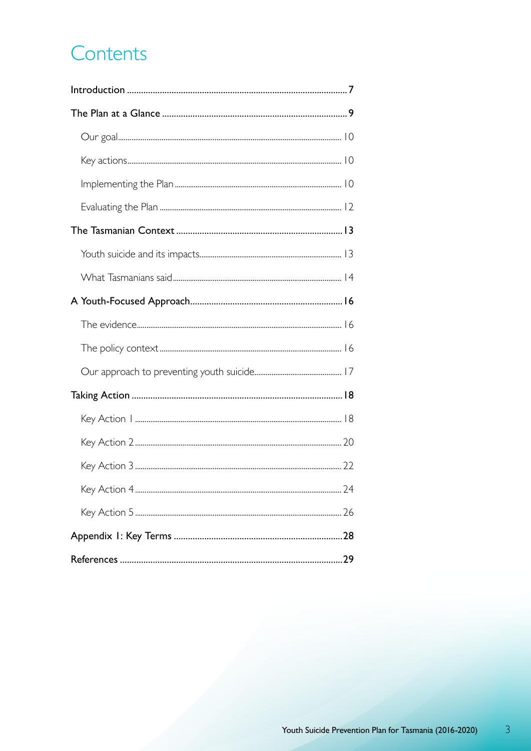# Contents

- **Introduction** .......... 7
- **The Plan at a Glance** .......... 9
  - Our goal .......... 10
  - Key actions .......... 10
  - Implementing the Plan .......... 10
  - Evaluating the Plan .......... 12
- **The Tasmanian Context** .......... 13
  - Youth suicide and its impacts .......... 13
  - What Tasmanians said .......... 14
- **A Youth-Focused Approach** .......... 16
  - The evidence .......... 16
  - The policy context .......... 16
  - Our approach to preventing youth suicide .......... 17
- **Taking Action** .......... 18
  - Key Action 1 .......... 18
  - Key Action 2 .......... 20
  - Key Action 3 .......... 22
  - Key Action 4 .......... 24
  - Key Action 5 .......... 26
- **Appendix 1: Key Terms** .......... 28
- **References** .......... 29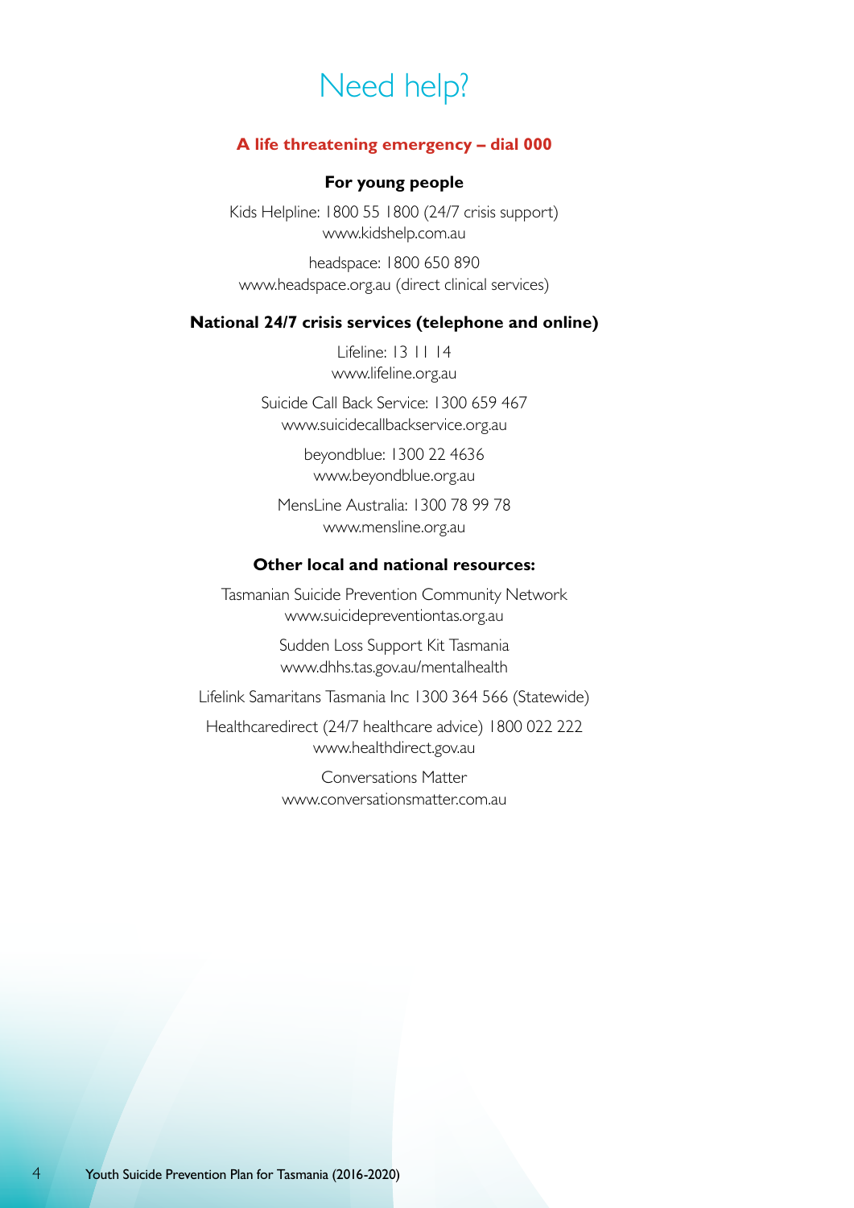# Need help?

**A life threatening emergency – dial 000**

**For young people**

Kids Helpline: 1800 55 1800 (24/7 crisis support)
www.kidshelp.com.au

headspace: 1800 650 890
www.headspace.org.au (direct clinical services)

**National 24/7 crisis services (telephone and online)**

Lifeline: 13 11 14
www.lifeline.org.au

Suicide Call Back Service: 1300 659 467
www.suicidecallbackservice.org.au

beyondblue: 1300 22 4636
www.beyondblue.org.au

MensLine Australia: 1300 78 99 78
www.mensline.org.au

**Other local and national resources:**

Tasmanian Suicide Prevention Community Network
www.suicidepreventiontas.org.au

Sudden Loss Support Kit Tasmania
www.dhhs.tas.gov.au/mentalhealth

Lifelink Samaritans Tasmania Inc 1300 364 566 (Statewide)

Healthcaredirect (24/7 healthcare advice) 1800 022 222
www.healthdirect.gov.au

Conversations Matter
www.conversationsmatter.com.au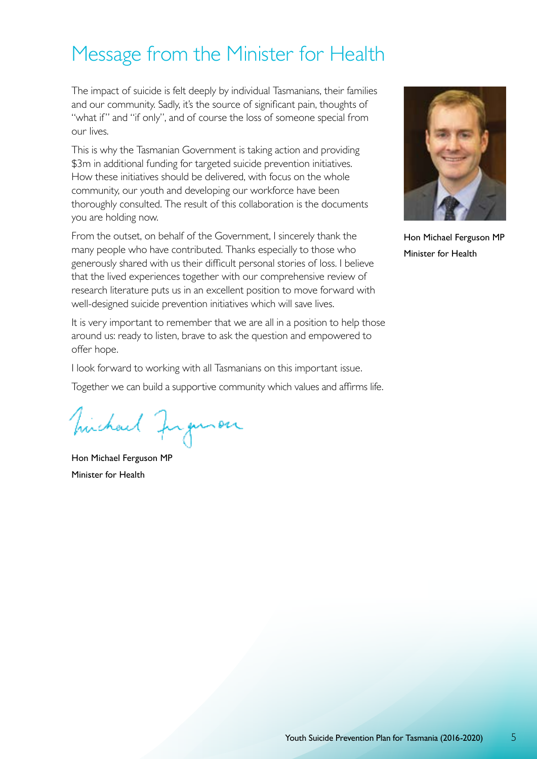# Message from the Minister for Health

The impact of suicide is felt deeply by individual Tasmanians, their families and our community. Sadly, it's the source of significant pain, thoughts of "what if" and "if only", and of course the loss of someone special from our lives.

This is why the Tasmanian Government is taking action and providing $3m in additional funding for targeted suicide prevention initiatives. How these initiatives should be delivered, with focus on the whole community, our youth and developing our workforce have been thoroughly consulted. The result of this collaboration is the documents you are holding now.

From the outset, on behalf of the Government, I sincerely thank the many people who have contributed. Thanks especially to those who generously shared with us their difficult personal stories of loss. I believe that the lived experiences together with our comprehensive review of research literature puts us in an excellent position to move forward with well-designed suicide prevention initiatives which will save lives.

It is very important to remember that we are all in a position to help those around us: ready to listen, brave to ask the question and empowered to offer hope.

I look forward to working with all Tasmanians on this important issue.

Together we can build a supportive community which values and affirms life.

Hon Michael Ferguson MP
Minister for Health

Hon Michael Ferguson MP
Minister for Health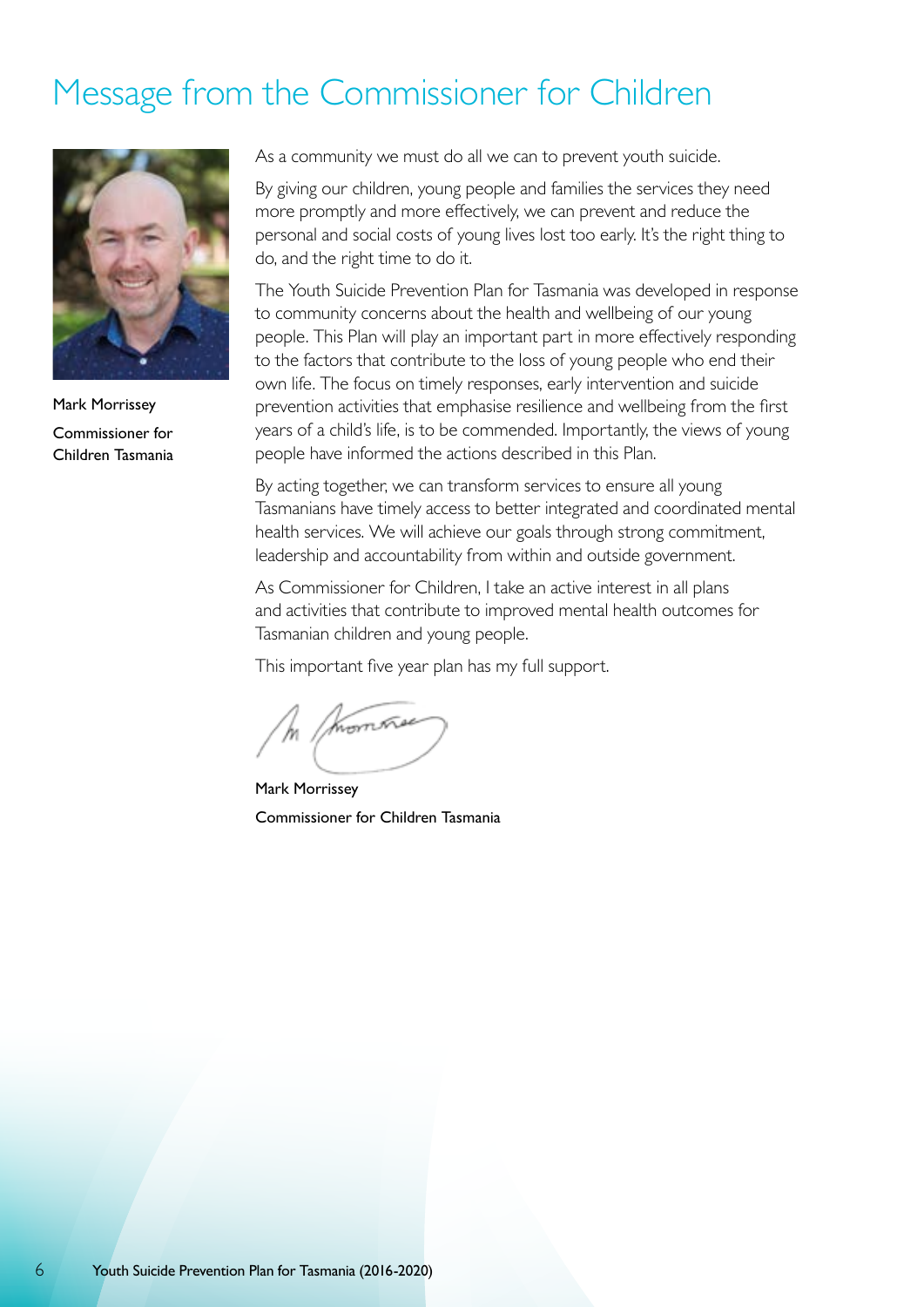# Message from the Commissioner for Children

Mark Morrissey

Commissioner for Children Tasmania

As a community we must do all we can to prevent youth suicide.

By giving our children, young people and families the services they need more promptly and more effectively, we can prevent and reduce the personal and social costs of young lives lost too early. It's the right thing to do, and the right time to do it.

The Youth Suicide Prevention Plan for Tasmania was developed in response to community concerns about the health and wellbeing of our young people. This Plan will play an important part in more effectively responding to the factors that contribute to the loss of young people who end their own life. The focus on timely responses, early intervention and suicide prevention activities that emphasise resilience and wellbeing from the first years of a child's life, is to be commended. Importantly, the views of young people have informed the actions described in this Plan.

By acting together, we can transform services to ensure all young Tasmanians have timely access to better integrated and coordinated mental health services. We will achieve our goals through strong commitment, leadership and accountability from within and outside government.

As Commissioner for Children, I take an active interest in all plans and activities that contribute to improved mental health outcomes for Tasmanian children and young people.

This important five year plan has my full support.

Mark Morrissey

Commissioner for Children Tasmania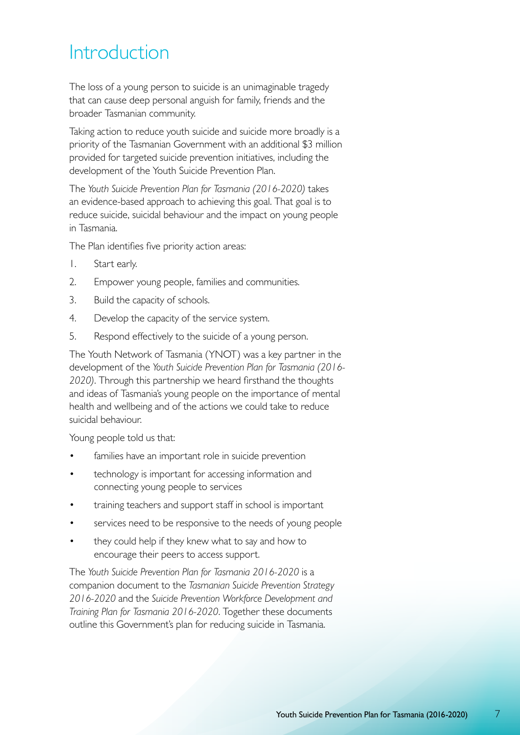# Introduction

The loss of a young person to suicide is an unimaginable tragedy that can cause deep personal anguish for family, friends and the broader Tasmanian community.

Taking action to reduce youth suicide and suicide more broadly is a priority of the Tasmanian Government with an additional $3 million provided for targeted suicide prevention initiatives, including the development of the Youth Suicide Prevention Plan.

The *Youth Suicide Prevention Plan for Tasmania (2016-2020)* takes an evidence-based approach to achieving this goal. That goal is to reduce suicide, suicidal behaviour and the impact on young people in Tasmania.

The Plan identifies five priority action areas:

1. Start early.
2. Empower young people, families and communities.
3. Build the capacity of schools.
4. Develop the capacity of the service system.
5. Respond effectively to the suicide of a young person.

The Youth Network of Tasmania (YNOT) was a key partner in the development of the *Youth Suicide Prevention Plan for Tasmania (2016-2020)*. Through this partnership we heard firsthand the thoughts and ideas of Tasmania's young people on the importance of mental health and wellbeing and of the actions we could take to reduce suicidal behaviour.

Young people told us that:

- families have an important role in suicide prevention
- technology is important for accessing information and connecting young people to services
- training teachers and support staff in school is important
- services need to be responsive to the needs of young people
- they could help if they knew what to say and how to encourage their peers to access support.

The *Youth Suicide Prevention Plan for Tasmania 2016-2020* is a companion document to the *Tasmanian Suicide Prevention Strategy 2016-2020* and the *Suicide Prevention Workforce Development and Training Plan for Tasmania 2016-2020*. Together these documents outline this Government's plan for reducing suicide in Tasmania.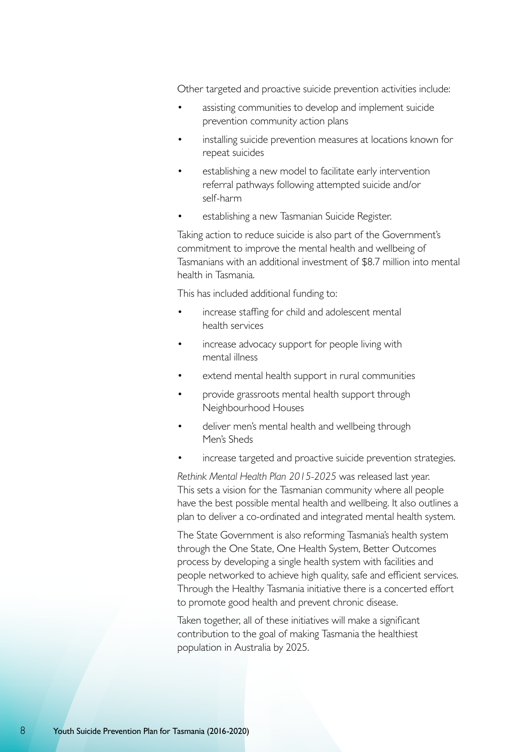Other targeted and proactive suicide prevention activities include:

- assisting communities to develop and implement suicide prevention community action plans
- installing suicide prevention measures at locations known for repeat suicides
- establishing a new model to facilitate early intervention referral pathways following attempted suicide and/or self-harm
- establishing a new Tasmanian Suicide Register.

Taking action to reduce suicide is also part of the Government's commitment to improve the mental health and wellbeing of Tasmanians with an additional investment of $8.7 million into mental health in Tasmania.

This has included additional funding to:

- increase staffing for child and adolescent mental health services
- increase advocacy support for people living with mental illness
- extend mental health support in rural communities
- provide grassroots mental health support through Neighbourhood Houses
- deliver men's mental health and wellbeing through Men's Sheds
- increase targeted and proactive suicide prevention strategies.

*Rethink Mental Health Plan 2015-2025* was released last year. This sets a vision for the Tasmanian community where all people have the best possible mental health and wellbeing. It also outlines a plan to deliver a co-ordinated and integrated mental health system.

The State Government is also reforming Tasmania's health system through the One State, One Health System, Better Outcomes process by developing a single health system with facilities and people networked to achieve high quality, safe and efficient services. Through the Healthy Tasmania initiative there is a concerted effort to promote good health and prevent chronic disease.

Taken together, all of these initiatives will make a significant contribution to the goal of making Tasmania the healthiest population in Australia by 2025.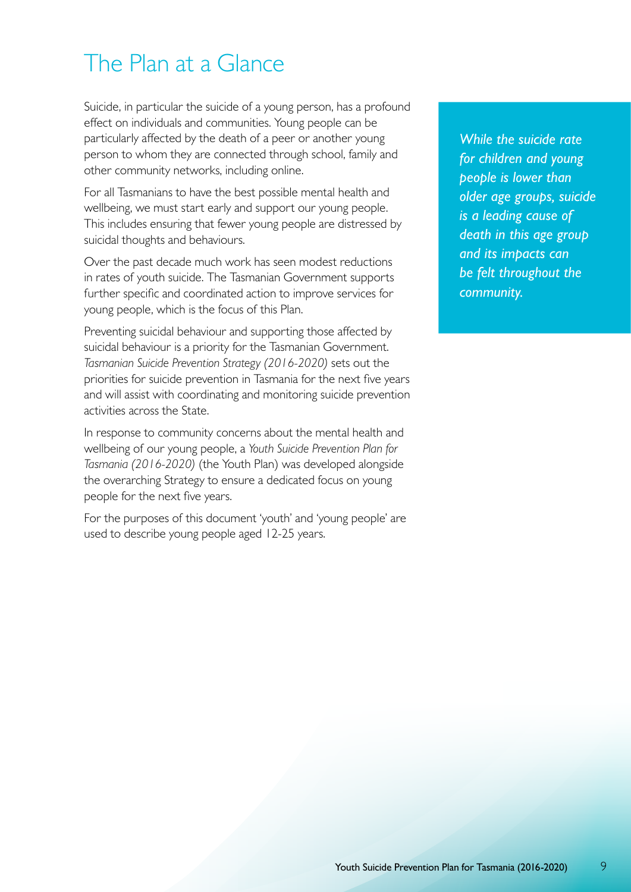# The Plan at a Glance

Suicide, in particular the suicide of a young person, has a profound effect on individuals and communities. Young people can be particularly affected by the death of a peer or another young person to whom they are connected through school, family and other community networks, including online.

For all Tasmanians to have the best possible mental health and wellbeing, we must start early and support our young people. This includes ensuring that fewer young people are distressed by suicidal thoughts and behaviours.

Over the past decade much work has seen modest reductions in rates of youth suicide. The Tasmanian Government supports further specific and coordinated action to improve services for young people, which is the focus of this Plan.

Preventing suicidal behaviour and supporting those affected by suicidal behaviour is a priority for the Tasmanian Government. *Tasmanian Suicide Prevention Strategy (2016-2020)* sets out the priorities for suicide prevention in Tasmania for the next five years and will assist with coordinating and monitoring suicide prevention activities across the State.

In response to community concerns about the mental health and wellbeing of our young people, a *Youth Suicide Prevention Plan for Tasmania (2016-2020)* (the Youth Plan) was developed alongside the overarching Strategy to ensure a dedicated focus on young people for the next five years.

For the purposes of this document 'youth' and 'young people' are used to describe young people aged 12-25 years.

*While the suicide rate for children and young people is lower than older age groups, suicide is a leading cause of death in this age group and its impacts can be felt throughout the community.*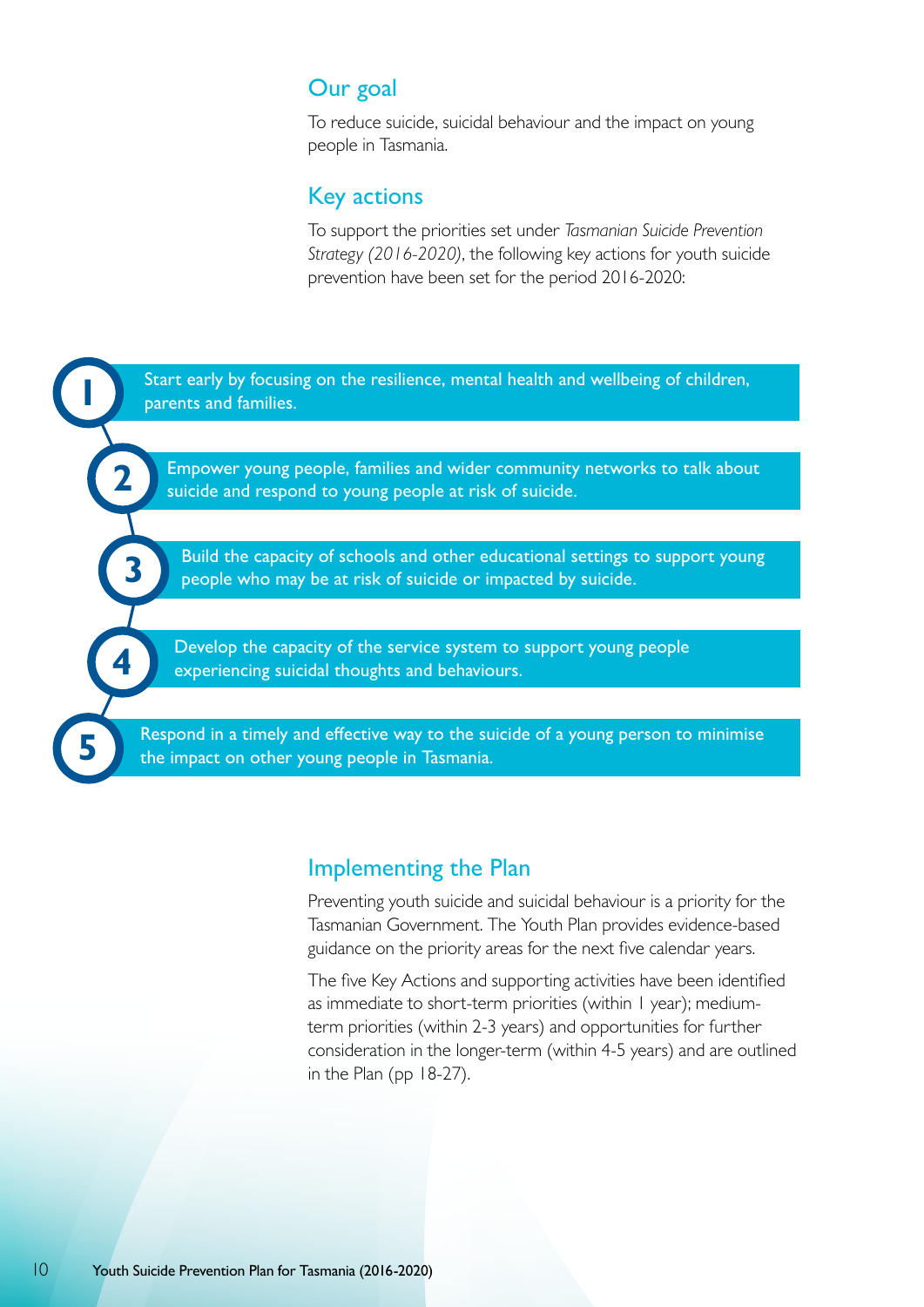## Our goal

To reduce suicide, suicidal behaviour and the impact on young people in Tasmania.

## Key actions

To support the priorities set under *Tasmanian Suicide Prevention Strategy (2016-2020)*, the following key actions for youth suicide prevention have been set for the period 2016-2020:

1. Start early by focusing on the resilience, mental health and wellbeing of children, parents and families.
2. Empower young people, families and wider community networks to talk about suicide and respond to young people at risk of suicide.
3. Build the capacity of schools and other educational settings to support young people who may be at risk of suicide or impacted by suicide.
4. Develop the capacity of the service system to support young people experiencing suicidal thoughts and behaviours.
5. Respond in a timely and effective way to the suicide of a young person to minimise the impact on other young people in Tasmania.

## Implementing the Plan

Preventing youth suicide and suicidal behaviour is a priority for the Tasmanian Government. The Youth Plan provides evidence-based guidance on the priority areas for the next five calendar years.

The five Key Actions and supporting activities have been identified as immediate to short-term priorities (within 1 year); medium-term priorities (within 2-3 years) and opportunities for further consideration in the longer-term (within 4-5 years) and are outlined in the Plan (pp 18-27).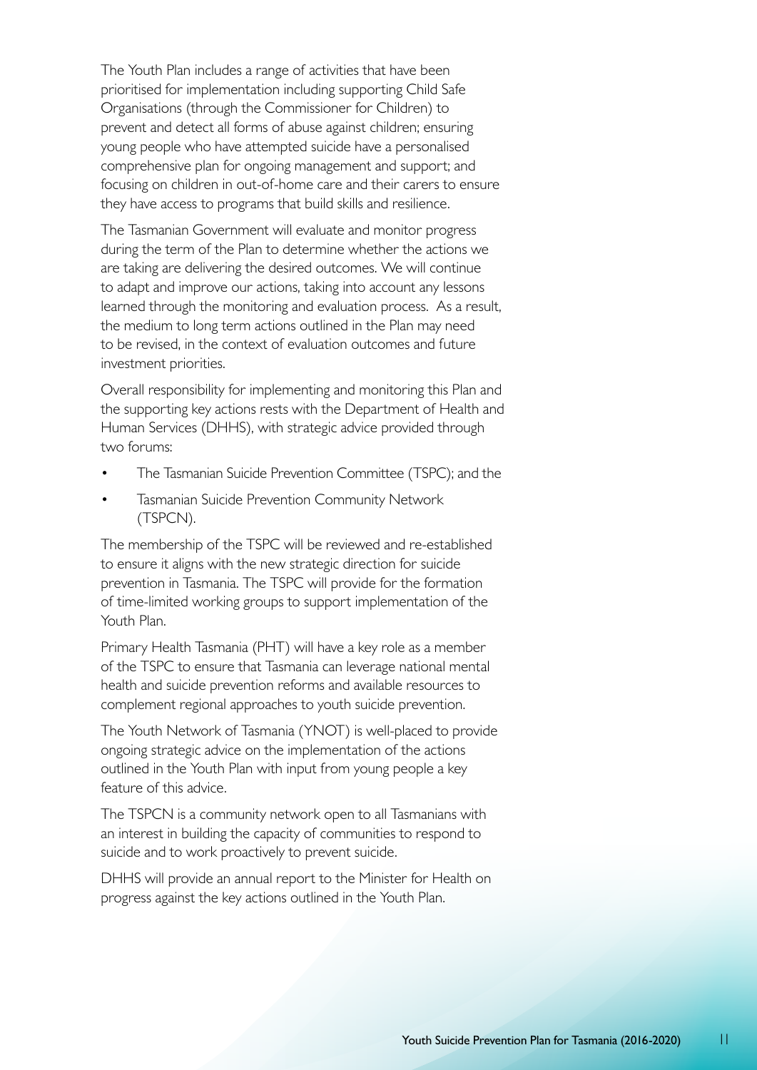The Youth Plan includes a range of activities that have been prioritised for implementation including supporting Child Safe Organisations (through the Commissioner for Children) to prevent and detect all forms of abuse against children; ensuring young people who have attempted suicide have a personalised comprehensive plan for ongoing management and support; and focusing on children in out-of-home care and their carers to ensure they have access to programs that build skills and resilience.

The Tasmanian Government will evaluate and monitor progress during the term of the Plan to determine whether the actions we are taking are delivering the desired outcomes. We will continue to adapt and improve our actions, taking into account any lessons learned through the monitoring and evaluation process. As a result, the medium to long term actions outlined in the Plan may need to be revised, in the context of evaluation outcomes and future investment priorities.

Overall responsibility for implementing and monitoring this Plan and the supporting key actions rests with the Department of Health and Human Services (DHHS), with strategic advice provided through two forums:

- The Tasmanian Suicide Prevention Committee (TSPC); and the
- Tasmanian Suicide Prevention Community Network (TSPCN).

The membership of the TSPC will be reviewed and re-established to ensure it aligns with the new strategic direction for suicide prevention in Tasmania. The TSPC will provide for the formation of time-limited working groups to support implementation of the Youth Plan.

Primary Health Tasmania (PHT) will have a key role as a member of the TSPC to ensure that Tasmania can leverage national mental health and suicide prevention reforms and available resources to complement regional approaches to youth suicide prevention.

The Youth Network of Tasmania (YNOT) is well-placed to provide ongoing strategic advice on the implementation of the actions outlined in the Youth Plan with input from young people a key feature of this advice.

The TSPCN is a community network open to all Tasmanians with an interest in building the capacity of communities to respond to suicide and to work proactively to prevent suicide.

DHHS will provide an annual report to the Minister for Health on progress against the key actions outlined in the Youth Plan.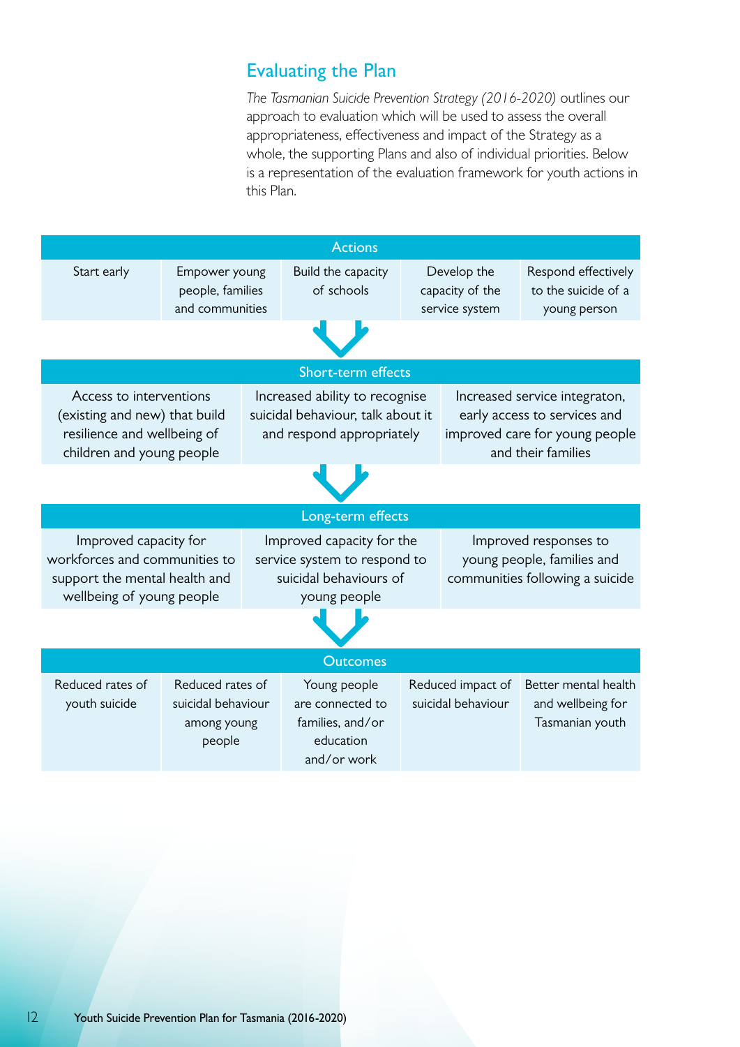## Evaluating the Plan

*The Tasmanian Suicide Prevention Strategy (2016-2020)* outlines our approach to evaluation which will be used to assess the overall appropriateness, effectiveness and impact of the Strategy as a whole, the supporting Plans and also of individual priorities. Below is a representation of the evaluation framework for youth actions in this Plan.

**Actions**

| Start early | Empower young people, families and communities | Build the capacity of schools | Develop the capacity of the service system | Respond effectively to the suicide of a young person |
|---|---|---|---|---|

**Short-term effects**

| Access to interventions (existing and new) that build resilience and wellbeing of children and young people | Increased ability to recognise suicidal behaviour, talk about it and respond appropriately | Increased service integraton, early access to services and improved care for young people and their families |
|---|---|---|

**Long-term effects**

| Improved capacity for workforces and communities to support the mental health and wellbeing of young people | Improved capacity for the service system to respond to suicidal behaviours of young people | Improved responses to young people, families and communities following a suicide |
|---|---|---|

**Outcomes**

| Reduced rates of youth suicide | Reduced rates of suicidal behaviour among young people | Young people are connected to families, and/or education and/or work | Reduced impact of suicidal behaviour | Better mental health and wellbeing for Tasmanian youth |
|---|---|---|---|---|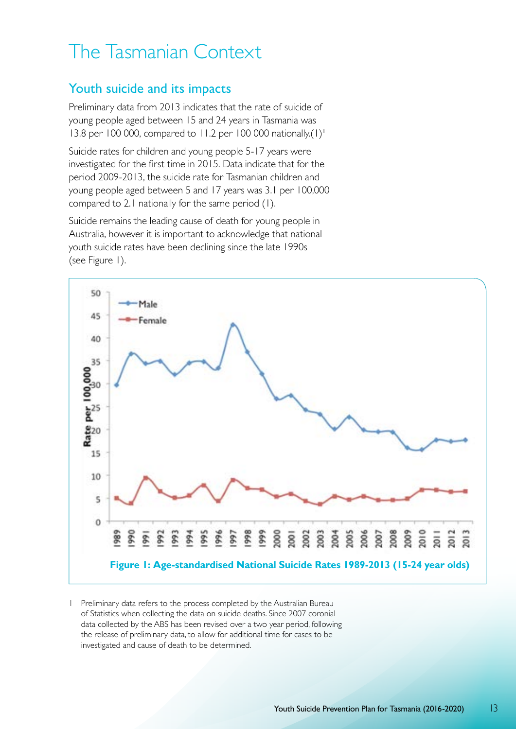# The Tasmanian Context

## Youth suicide and its impacts

Preliminary data from 2013 indicates that the rate of suicide of young people aged between 15 and 24 years in Tasmania was 13.8 per 100 000, compared to 11.2 per 100 000 nationally.(1)[1]

Suicide rates for children and young people 5-17 years were investigated for the first time in 2015. Data indicate that for the period 2009-2013, the suicide rate for Tasmanian children and young people aged between 5 and 17 years was 3.1 per 100,000 compared to 2.1 nationally for the same period (1).

Suicide remains the leading cause of death for young people in Australia, however it is important to acknowledge that national youth suicide rates have been declining since the late 1990s (see Figure 1).

**Figure 1: Age-standardised National Suicide Rates 1989-2013 (15-24 year olds)**

1 Preliminary data refers to the process completed by the Australian Bureau of Statistics when collecting the data on suicide deaths. Since 2007 coronial data collected by the ABS has been revised over a two year period, following the release of preliminary data, to allow for additional time for cases to be investigated and cause of death to be determined.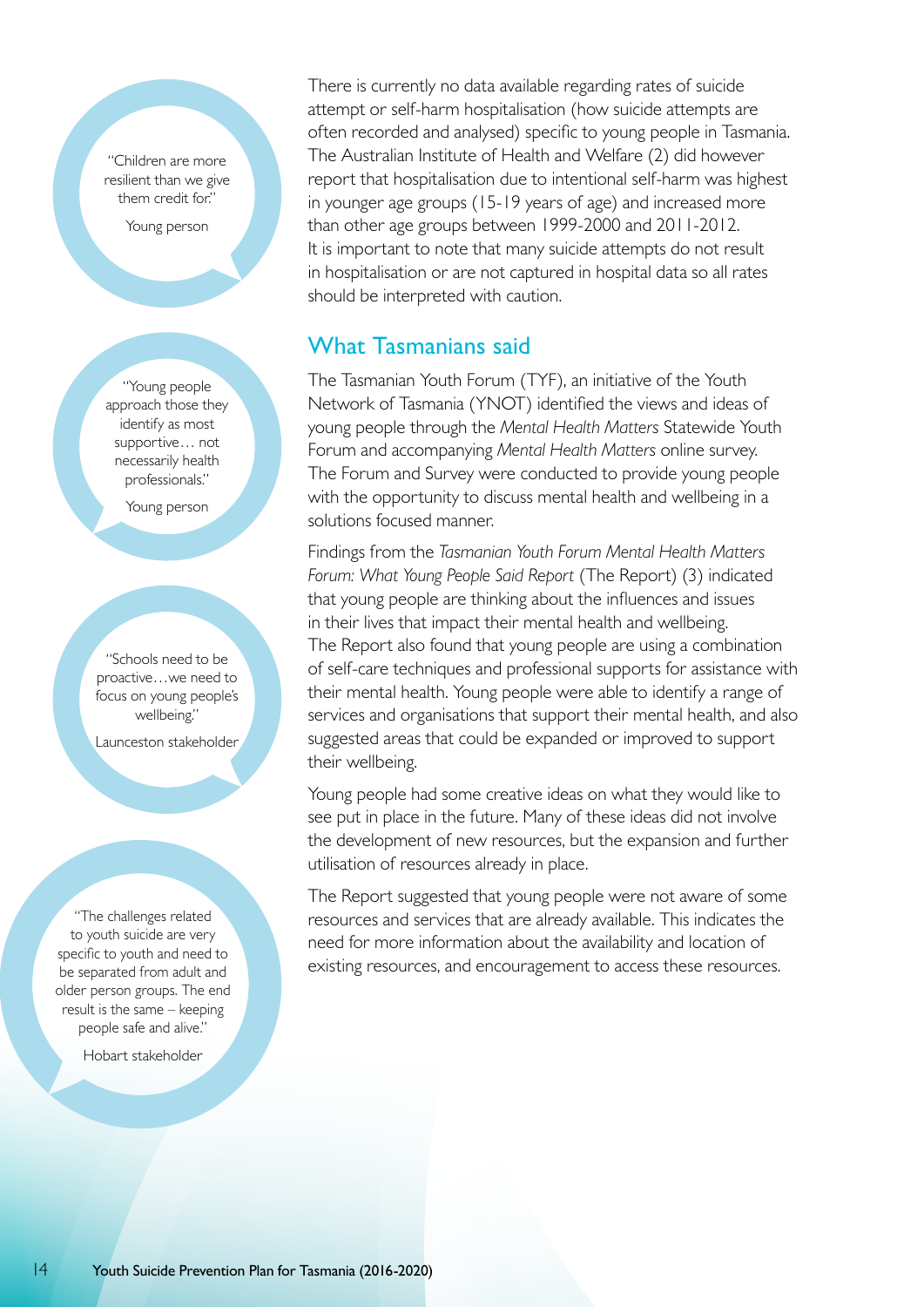"Children are more resilient than we give them credit for."

Young person

"Young people approach those they identify as most supportive… not necessarily health professionals."

Young person

"Schools need to be proactive…we need to focus on young people's wellbeing."

Launceston stakeholder

"The challenges related to youth suicide are very specific to youth and need to be separated from adult and older person groups. The end result is the same – keeping people safe and alive."

Hobart stakeholder

There is currently no data available regarding rates of suicide attempt or self-harm hospitalisation (how suicide attempts are often recorded and analysed) specific to young people in Tasmania. The Australian Institute of Health and Welfare (2) did however report that hospitalisation due to intentional self-harm was highest in younger age groups (15-19 years of age) and increased more than other age groups between 1999-2000 and 2011-2012. It is important to note that many suicide attempts do not result in hospitalisation or are not captured in hospital data so all rates should be interpreted with caution.

## What Tasmanians said

The Tasmanian Youth Forum (TYF), an initiative of the Youth Network of Tasmania (YNOT) identified the views and ideas of young people through the *Mental Health Matters* Statewide Youth Forum and accompanying *Mental Health Matters* online survey. The Forum and Survey were conducted to provide young people with the opportunity to discuss mental health and wellbeing in a solutions focused manner.

Findings from the *Tasmanian Youth Forum Mental Health Matters Forum: What Young People Said Report* (The Report) (3) indicated that young people are thinking about the influences and issues in their lives that impact their mental health and wellbeing. The Report also found that young people are using a combination of self-care techniques and professional supports for assistance with their mental health. Young people were able to identify a range of services and organisations that support their mental health, and also suggested areas that could be expanded or improved to support their wellbeing.

Young people had some creative ideas on what they would like to see put in place in the future. Many of these ideas did not involve the development of new resources, but the expansion and further utilisation of resources already in place.

The Report suggested that young people were not aware of some resources and services that are already available. This indicates the need for more information about the availability and location of existing resources, and encouragement to access these resources.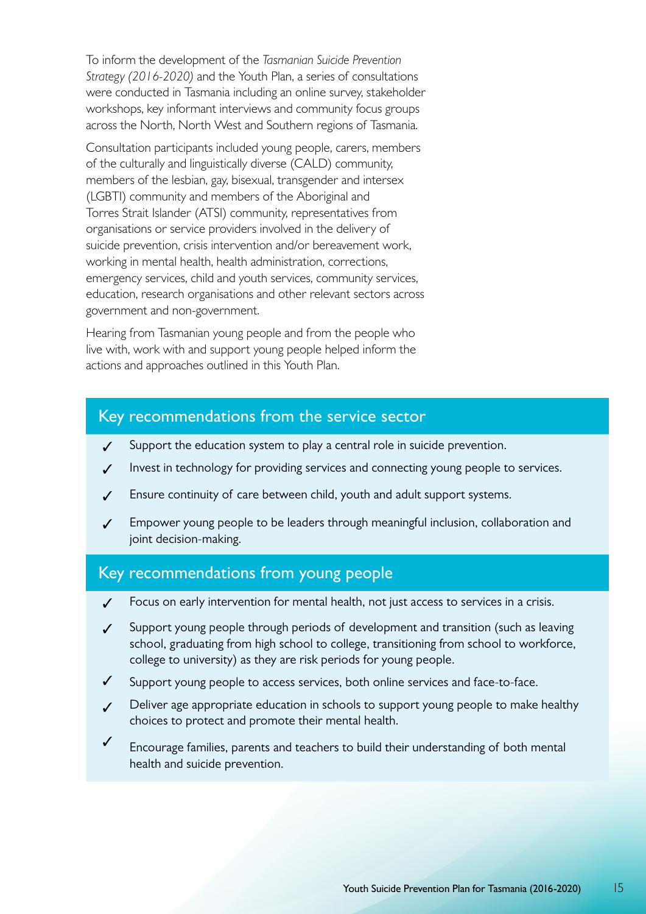To inform the development of the *Tasmanian Suicide Prevention Strategy (2016-2020)* and the Youth Plan, a series of consultations were conducted in Tasmania including an online survey, stakeholder workshops, key informant interviews and community focus groups across the North, North West and Southern regions of Tasmania.

Consultation participants included young people, carers, members of the culturally and linguistically diverse (CALD) community, members of the lesbian, gay, bisexual, transgender and intersex (LGBTI) community and members of the Aboriginal and Torres Strait Islander (ATSI) community, representatives from organisations or service providers involved in the delivery of suicide prevention, crisis intervention and/or bereavement work, working in mental health, health administration, corrections, emergency services, child and youth services, community services, education, research organisations and other relevant sectors across government and non-government.

Hearing from Tasmanian young people and from the people who live with, work with and support young people helped inform the actions and approaches outlined in this Youth Plan.

## Key recommendations from the service sector

- ✓ Support the education system to play a central role in suicide prevention.
- ✓ Invest in technology for providing services and connecting young people to services.
- ✓ Ensure continuity of care between child, youth and adult support systems.
- ✓ Empower young people to be leaders through meaningful inclusion, collaboration and joint decision-making.

## Key recommendations from young people

- ✓ Focus on early intervention for mental health, not just access to services in a crisis.
- ✓ Support young people through periods of development and transition (such as leaving school, graduating from high school to college, transitioning from school to workforce, college to university) as they are risk periods for young people.
- ✓ Support young people to access services, both online services and face-to-face.
- ✓ Deliver age appropriate education in schools to support young people to make healthy choices to protect and promote their mental health.
- ✓ Encourage families, parents and teachers to build their understanding of both mental health and suicide prevention.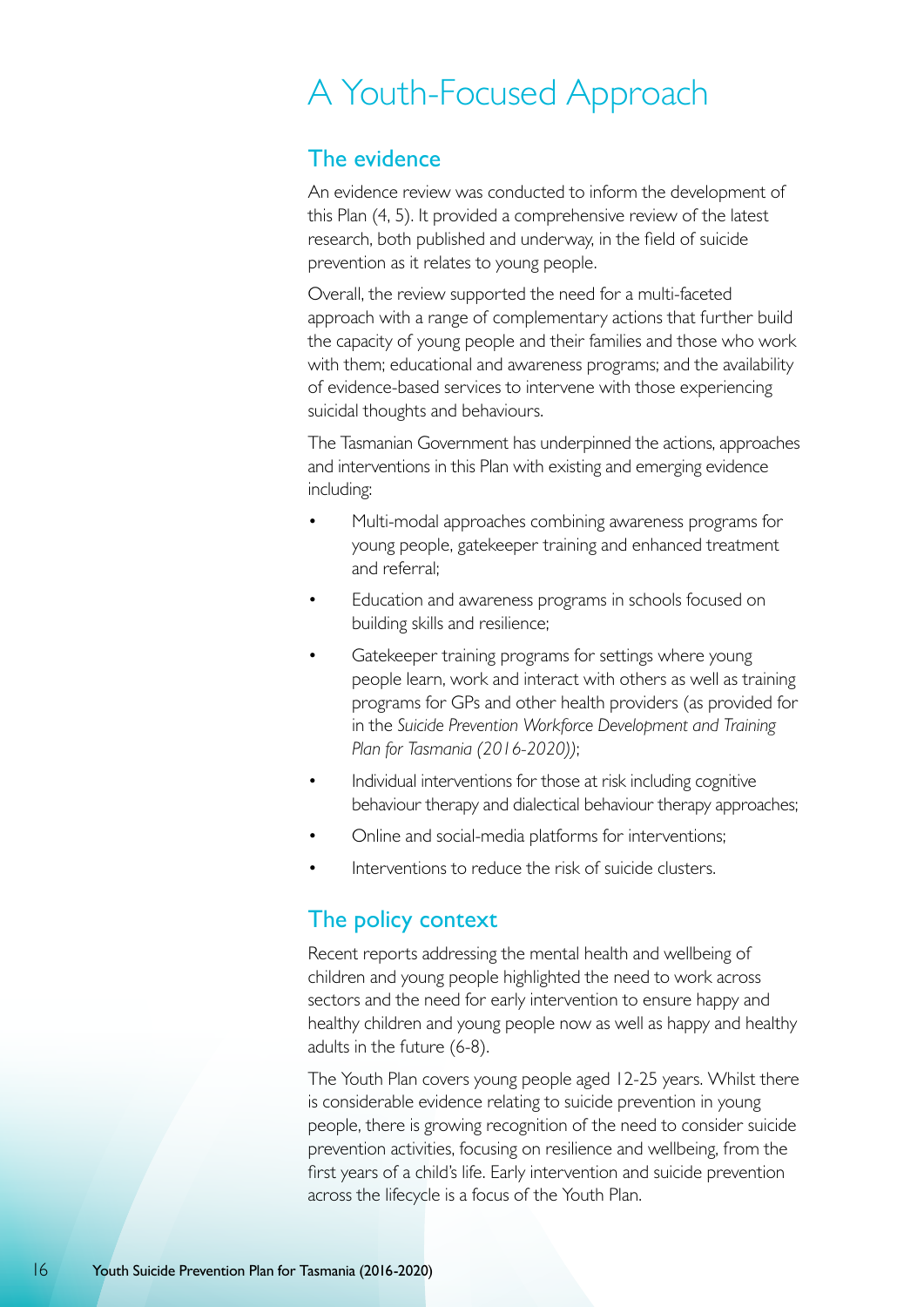# A Youth-Focused Approach

## The evidence

An evidence review was conducted to inform the development of this Plan (4, 5). It provided a comprehensive review of the latest research, both published and underway, in the field of suicide prevention as it relates to young people.

Overall, the review supported the need for a multi-faceted approach with a range of complementary actions that further build the capacity of young people and their families and those who work with them; educational and awareness programs; and the availability of evidence-based services to intervene with those experiencing suicidal thoughts and behaviours.

The Tasmanian Government has underpinned the actions, approaches and interventions in this Plan with existing and emerging evidence including:

- Multi-modal approaches combining awareness programs for young people, gatekeeper training and enhanced treatment and referral;
- Education and awareness programs in schools focused on building skills and resilience;
- Gatekeeper training programs for settings where young people learn, work and interact with others as well as training programs for GPs and other health providers (as provided for in the *Suicide Prevention Workforce Development and Training Plan for Tasmania (2016-2020))*;
- Individual interventions for those at risk including cognitive behaviour therapy and dialectical behaviour therapy approaches;
- Online and social-media platforms for interventions;
- Interventions to reduce the risk of suicide clusters.

## The policy context

Recent reports addressing the mental health and wellbeing of children and young people highlighted the need to work across sectors and the need for early intervention to ensure happy and healthy children and young people now as well as happy and healthy adults in the future (6-8).

The Youth Plan covers young people aged 12-25 years. Whilst there is considerable evidence relating to suicide prevention in young people, there is growing recognition of the need to consider suicide prevention activities, focusing on resilience and wellbeing, from the first years of a child's life. Early intervention and suicide prevention across the lifecycle is a focus of the Youth Plan.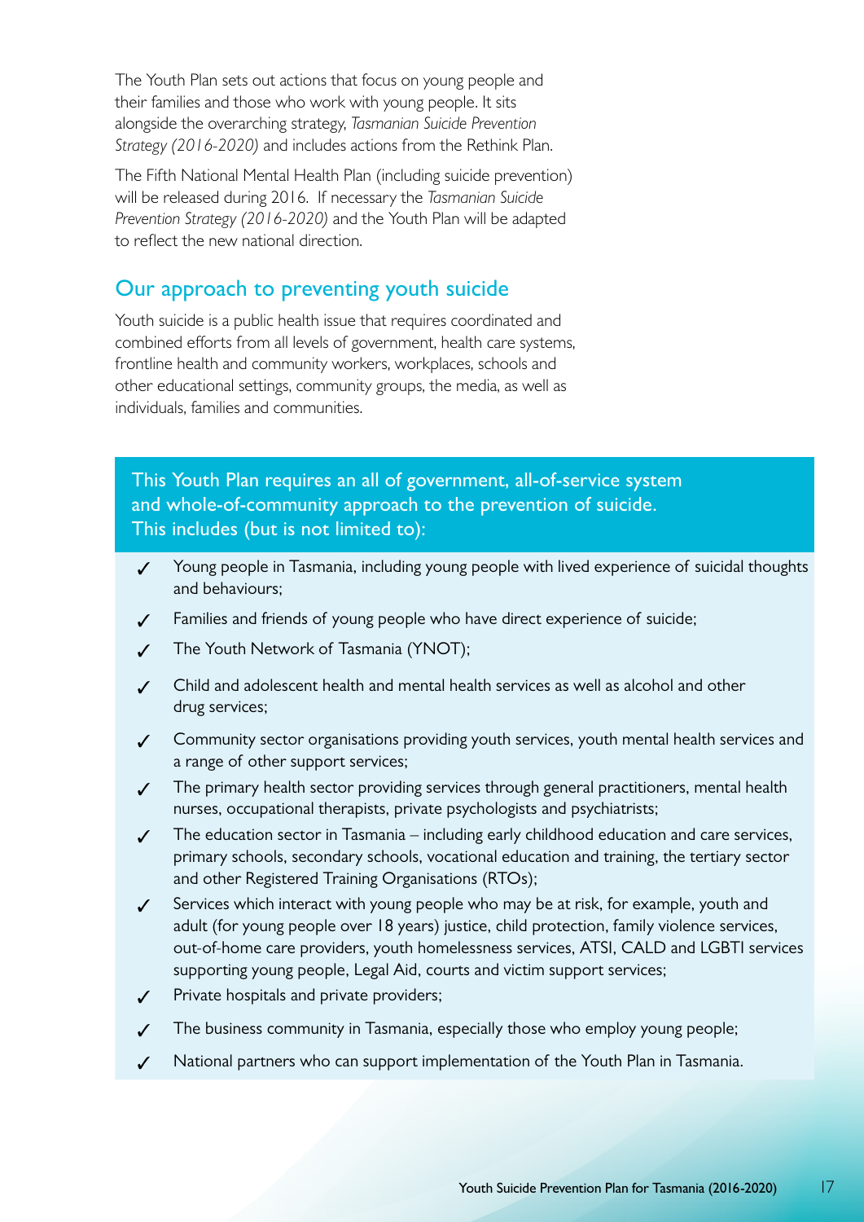The Youth Plan sets out actions that focus on young people and their families and those who work with young people. It sits alongside the overarching strategy, *Tasmanian Suicide Prevention Strategy (2016-2020)* and includes actions from the Rethink Plan.

The Fifth National Mental Health Plan (including suicide prevention) will be released during 2016. If necessary the *Tasmanian Suicide Prevention Strategy (2016-2020)* and the Youth Plan will be adapted to reflect the new national direction.

## Our approach to preventing youth suicide

Youth suicide is a public health issue that requires coordinated and combined efforts from all levels of government, health care systems, frontline health and community workers, workplaces, schools and other educational settings, community groups, the media, as well as individuals, families and communities.

**This Youth Plan requires an all of government, all-of-service system and whole-of-community approach to the prevention of suicide. This includes (but is not limited to):**

- ✓ Young people in Tasmania, including young people with lived experience of suicidal thoughts and behaviours;
- ✓ Families and friends of young people who have direct experience of suicide;
- ✓ The Youth Network of Tasmania (YNOT);
- ✓ Child and adolescent health and mental health services as well as alcohol and other drug services;
- ✓ Community sector organisations providing youth services, youth mental health services and a range of other support services;
- ✓ The primary health sector providing services through general practitioners, mental health nurses, occupational therapists, private psychologists and psychiatrists;
- ✓ The education sector in Tasmania – including early childhood education and care services, primary schools, secondary schools, vocational education and training, the tertiary sector and other Registered Training Organisations (RTOs);
- ✓ Services which interact with young people who may be at risk, for example, youth and adult (for young people over 18 years) justice, child protection, family violence services, out-of-home care providers, youth homelessness services, ATSI, CALD and LGBTI services supporting young people, Legal Aid, courts and victim support services;
- ✓ Private hospitals and private providers;
- ✓ The business community in Tasmania, especially those who employ young people;
- ✓ National partners who can support implementation of the Youth Plan in Tasmania.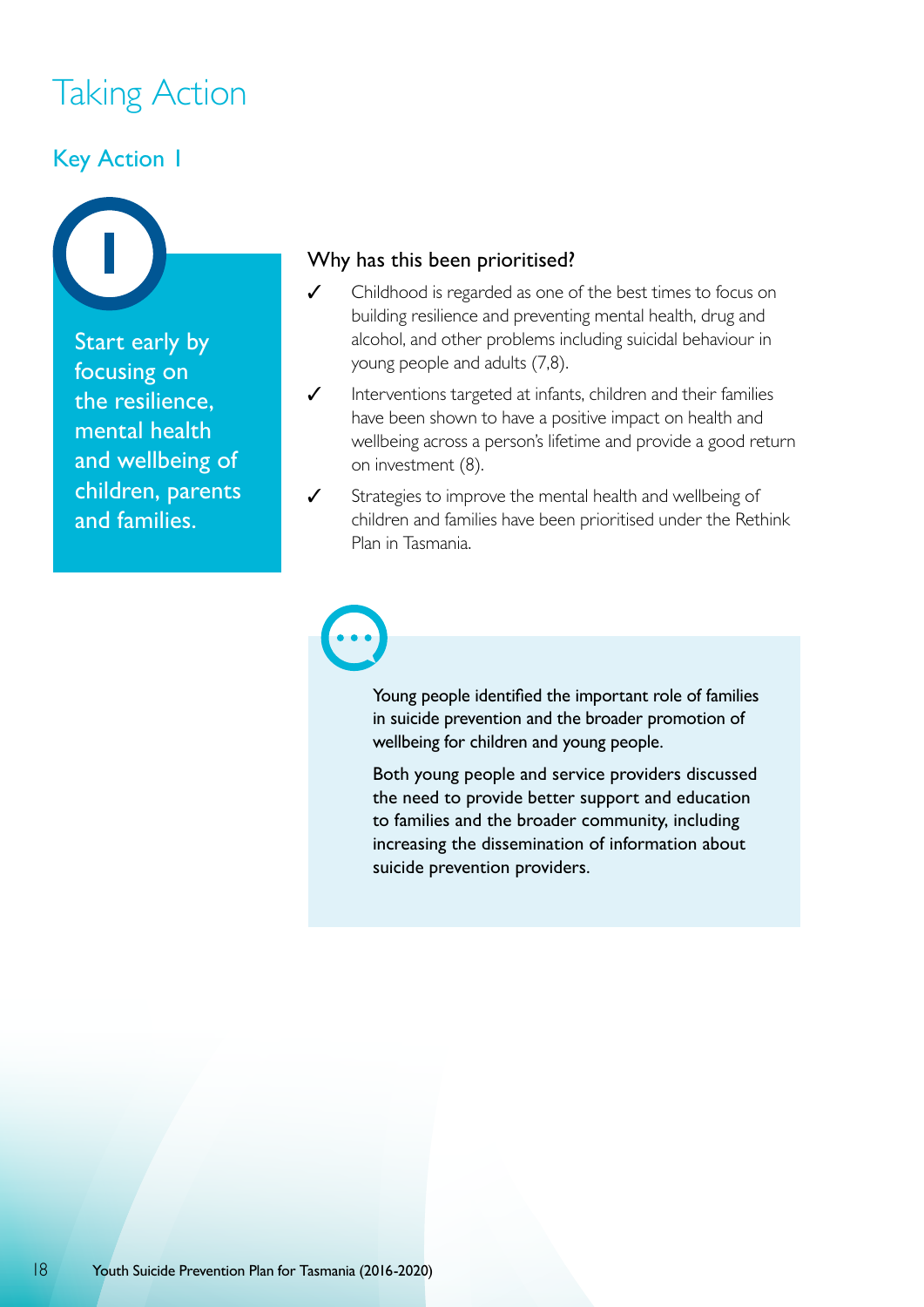# Taking Action

## Key Action 1

**1**

Start early by focusing on the resilience, mental health and wellbeing of children, parents and families.

### Why has this been prioritised?

- ✓ Childhood is regarded as one of the best times to focus on building resilience and preventing mental health, drug and alcohol, and other problems including suicidal behaviour in young people and adults (7,8).
- ✓ Interventions targeted at infants, children and their families have been shown to have a positive impact on health and wellbeing across a person's lifetime and provide a good return on investment (8).
- ✓ Strategies to improve the mental health and wellbeing of children and families have been prioritised under the Rethink Plan in Tasmania.

Young people identified the important role of families in suicide prevention and the broader promotion of wellbeing for children and young people.

Both young people and service providers discussed the need to provide better support and education to families and the broader community, including increasing the dissemination of information about suicide prevention providers.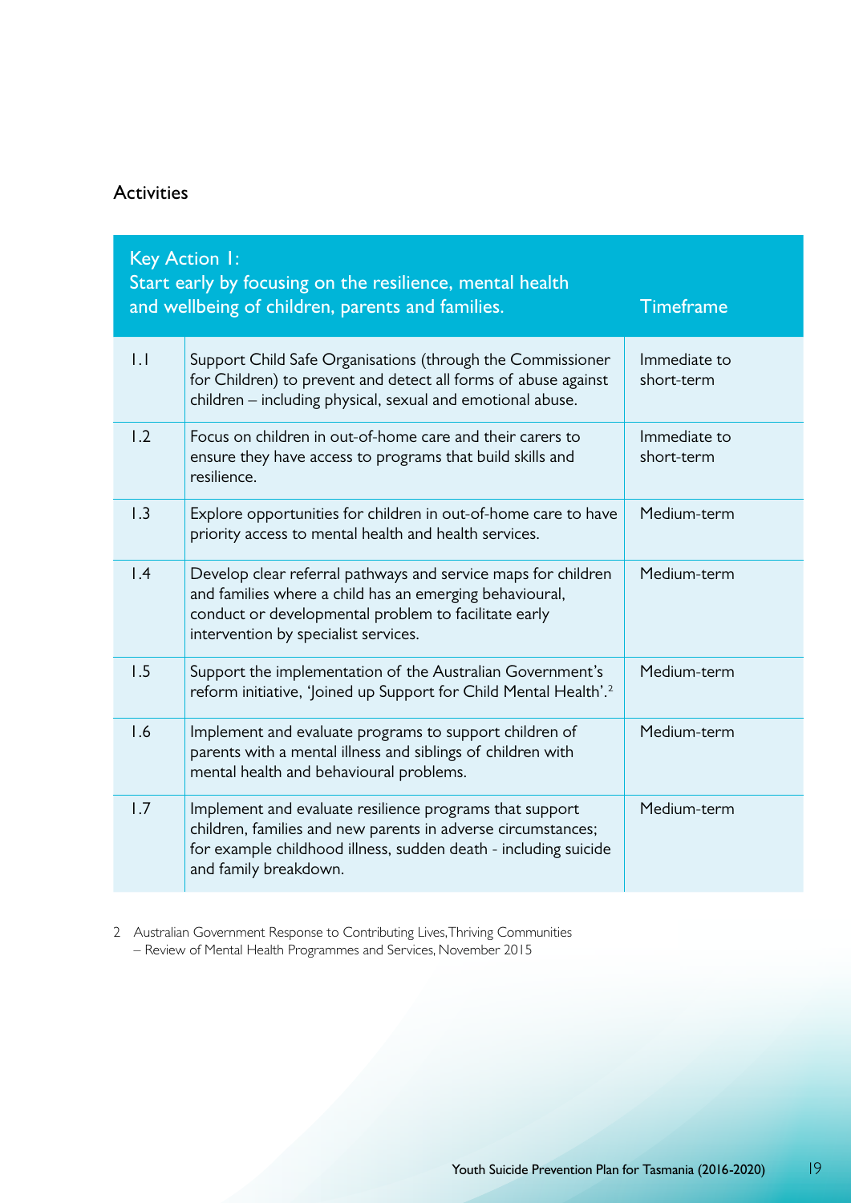## Activities

| Key Action 1: Start early by focusing on the resilience, mental health and wellbeing of children, parents and families. | | Timeframe |
|---|---|---|
| 1.1 | Support Child Safe Organisations (through the Commissioner for Children) to prevent and detect all forms of abuse against children – including physical, sexual and emotional abuse. | Immediate to short-term |
| 1.2 | Focus on children in out-of-home care and their carers to ensure they have access to programs that build skills and resilience. | Immediate to short-term |
| 1.3 | Explore opportunities for children in out-of-home care to have priority access to mental health and health services. | Medium-term |
| 1.4 | Develop clear referral pathways and service maps for children and families where a child has an emerging behavioural, conduct or developmental problem to facilitate early intervention by specialist services. | Medium-term |
| 1.5 | Support the implementation of the Australian Government's reform initiative, 'Joined up Support for Child Mental Health'.[2] | Medium-term |
| 1.6 | Implement and evaluate programs to support children of parents with a mental illness and siblings of children with mental health and behavioural problems. | Medium-term |
| 1.7 | Implement and evaluate resilience programs that support children, families and new parents in adverse circumstances; for example childhood illness, sudden death - including suicide and family breakdown. | Medium-term |

2 Australian Government Response to Contributing Lives, Thriving Communities – Review of Mental Health Programmes and Services, November 2015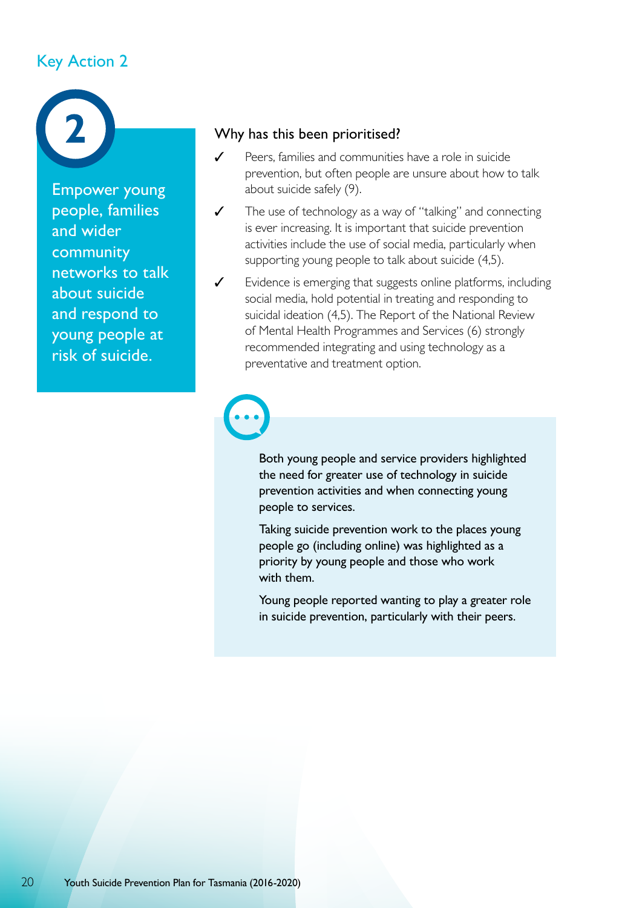## Key Action 2

**2**

Empower young people, families and wider community networks to talk about suicide and respond to young people at risk of suicide.

### Why has this been prioritised?

- ✓ Peers, families and communities have a role in suicide prevention, but often people are unsure about how to talk about suicide safely (9).
- ✓ The use of technology as a way of "talking" and connecting is ever increasing. It is important that suicide prevention activities include the use of social media, particularly when supporting young people to talk about suicide (4,5).
- ✓ Evidence is emerging that suggests online platforms, including social media, hold potential in treating and responding to suicidal ideation (4,5). The Report of the National Review of Mental Health Programmes and Services (6) strongly recommended integrating and using technology as a preventative and treatment option.

Both young people and service providers highlighted the need for greater use of technology in suicide prevention activities and when connecting young people to services.

Taking suicide prevention work to the places young people go (including online) was highlighted as a priority by young people and those who work with them.

Young people reported wanting to play a greater role in suicide prevention, particularly with their peers.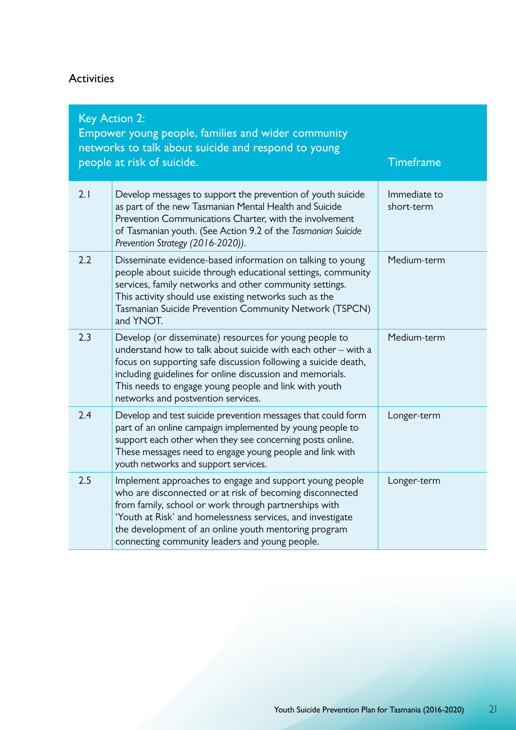## Activities

| | Key Action 2: Empower young people, families and wider community networks to talk about suicide and respond to young people at risk of suicide. | Timeframe |
|---|---|---|
| 2.1 | Develop messages to support the prevention of youth suicide as part of the new Tasmanian Mental Health and Suicide Prevention Communications Charter, with the involvement of Tasmanian youth. (See Action 9.2 of the *Tasmanian Suicide Prevention Strategy (2016-2020)).* | Immediate to short-term |
| 2.2 | Disseminate evidence-based information on talking to young people about suicide through educational settings, community services, family networks and other community settings. This activity should use existing networks such as the Tasmanian Suicide Prevention Community Network (TSPCN) and YNOT. | Medium-term |
| 2.3 | Develop (or disseminate) resources for young people to understand how to talk about suicide with each other – with a focus on supporting safe discussion following a suicide death, including guidelines for online discussion and memorials. This needs to engage young people and link with youth networks and postvention services. | Medium-term |
| 2.4 | Develop and test suicide prevention messages that could form part of an online campaign implemented by young people to support each other when they see concerning posts online. These messages need to engage young people and link with youth networks and support services. | Longer-term |
| 2.5 | Implement approaches to engage and support young people who are disconnected or at risk of becoming disconnected from family, school or work through partnerships with 'Youth at Risk' and homelessness services, and investigate the development of an online youth mentoring program connecting community leaders and young people. | Longer-term |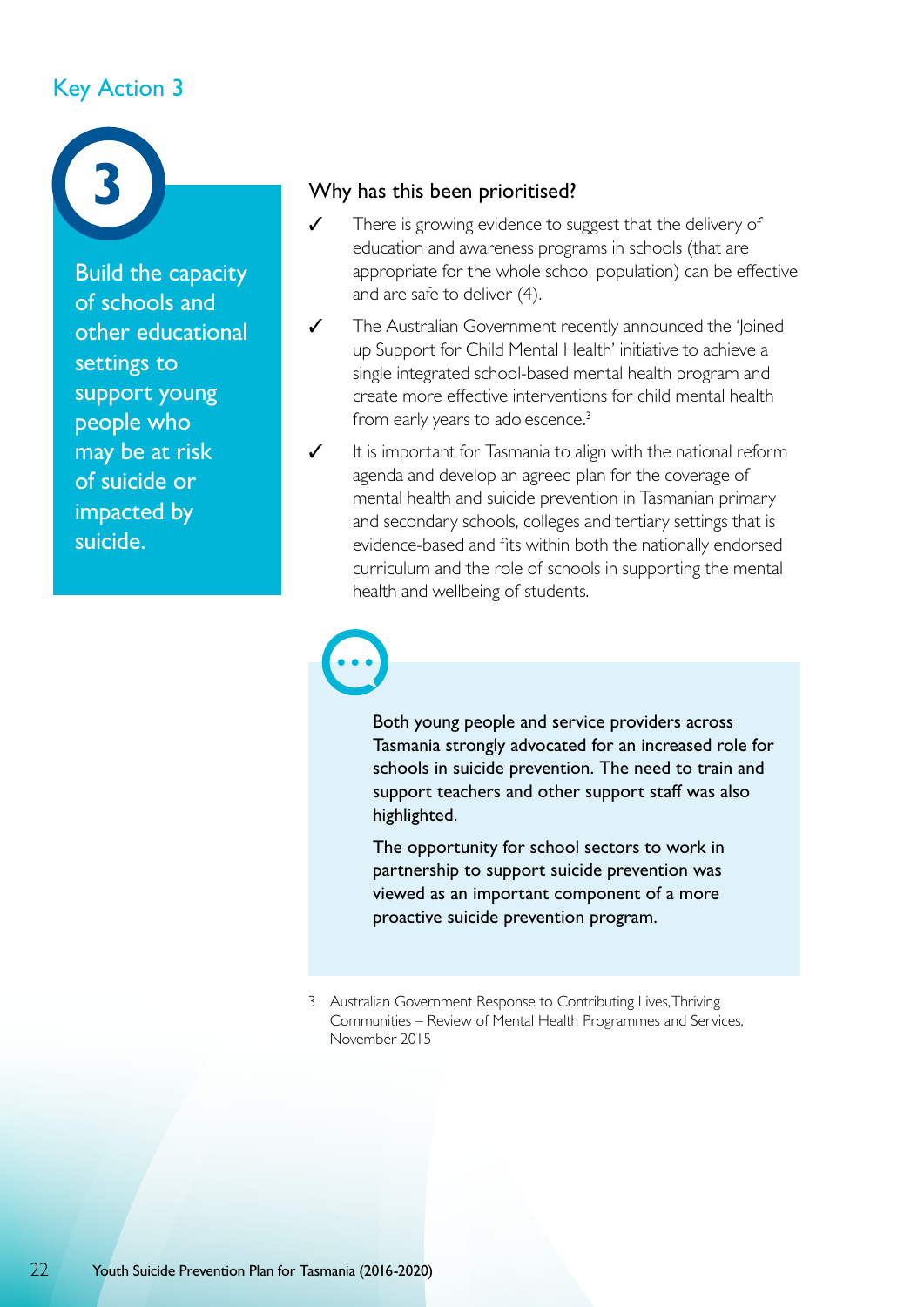## Key Action 3

**3**

Build the capacity of schools and other educational settings to support young people who may be at risk of suicide or impacted by suicide.

### Why has this been prioritised?

- ✓ There is growing evidence to suggest that the delivery of education and awareness programs in schools (that are appropriate for the whole school population) can be effective and are safe to deliver (4).
- ✓ The Australian Government recently announced the 'Joined up Support for Child Mental Health' initiative to achieve a single integrated school-based mental health program and create more effective interventions for child mental health from early years to adolescence.[3]
- ✓ It is important for Tasmania to align with the national reform agenda and develop an agreed plan for the coverage of mental health and suicide prevention in Tasmanian primary and secondary schools, colleges and tertiary settings that is evidence-based and fits within both the nationally endorsed curriculum and the role of schools in supporting the mental health and wellbeing of students.

Both young people and service providers across Tasmania strongly advocated for an increased role for schools in suicide prevention. The need to train and support teachers and other support staff was also highlighted.

The opportunity for school sectors to work in partnership to support suicide prevention was viewed as an important component of a more proactive suicide prevention program.

3 Australian Government Response to Contributing Lives, Thriving Communities – Review of Mental Health Programmes and Services, November 2015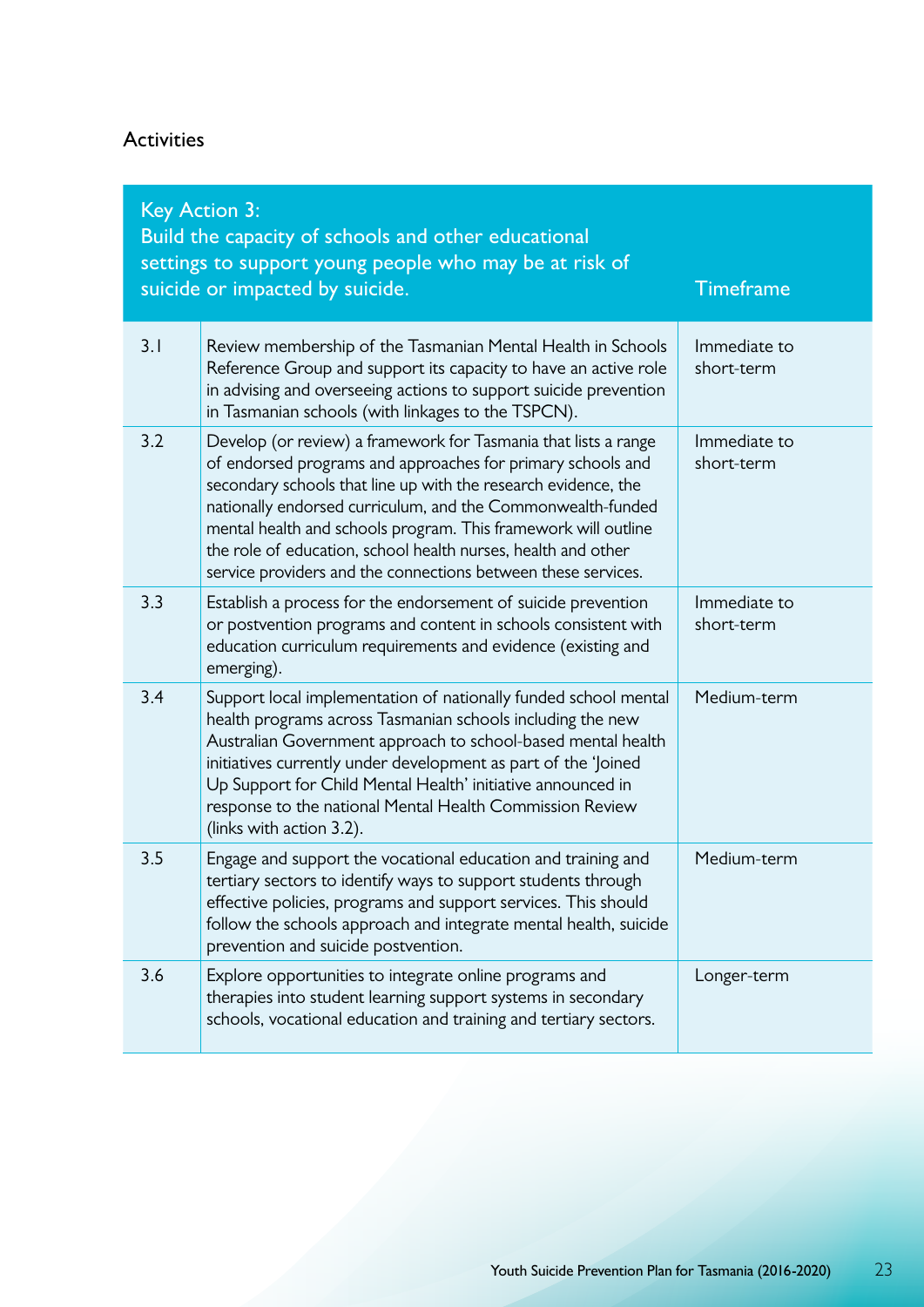## Activities

| | Key Action 3: Build the capacity of schools and other educational settings to support young people who may be at risk of suicide or impacted by suicide. | Timeframe |
|---|---|---|
| 3.1 | Review membership of the Tasmanian Mental Health in Schools Reference Group and support its capacity to have an active role in advising and overseeing actions to support suicide prevention in Tasmanian schools (with linkages to the TSPCN). | Immediate to short-term |
| 3.2 | Develop (or review) a framework for Tasmania that lists a range of endorsed programs and approaches for primary schools and secondary schools that line up with the research evidence, the nationally endorsed curriculum, and the Commonwealth-funded mental health and schools program. This framework will outline the role of education, school health nurses, health and other service providers and the connections between these services. | Immediate to short-term |
| 3.3 | Establish a process for the endorsement of suicide prevention or postvention programs and content in schools consistent with education curriculum requirements and evidence (existing and emerging). | Immediate to short-term |
| 3.4 | Support local implementation of nationally funded school mental health programs across Tasmanian schools including the new Australian Government approach to school-based mental health initiatives currently under development as part of the 'Joined Up Support for Child Mental Health' initiative announced in response to the national Mental Health Commission Review (links with action 3.2). | Medium-term |
| 3.5 | Engage and support the vocational education and training and tertiary sectors to identify ways to support students through effective policies, programs and support services. This should follow the schools approach and integrate mental health, suicide prevention and suicide postvention. | Medium-term |
| 3.6 | Explore opportunities to integrate online programs and therapies into student learning support systems in secondary schools, vocational education and training and tertiary sectors. | Longer-term |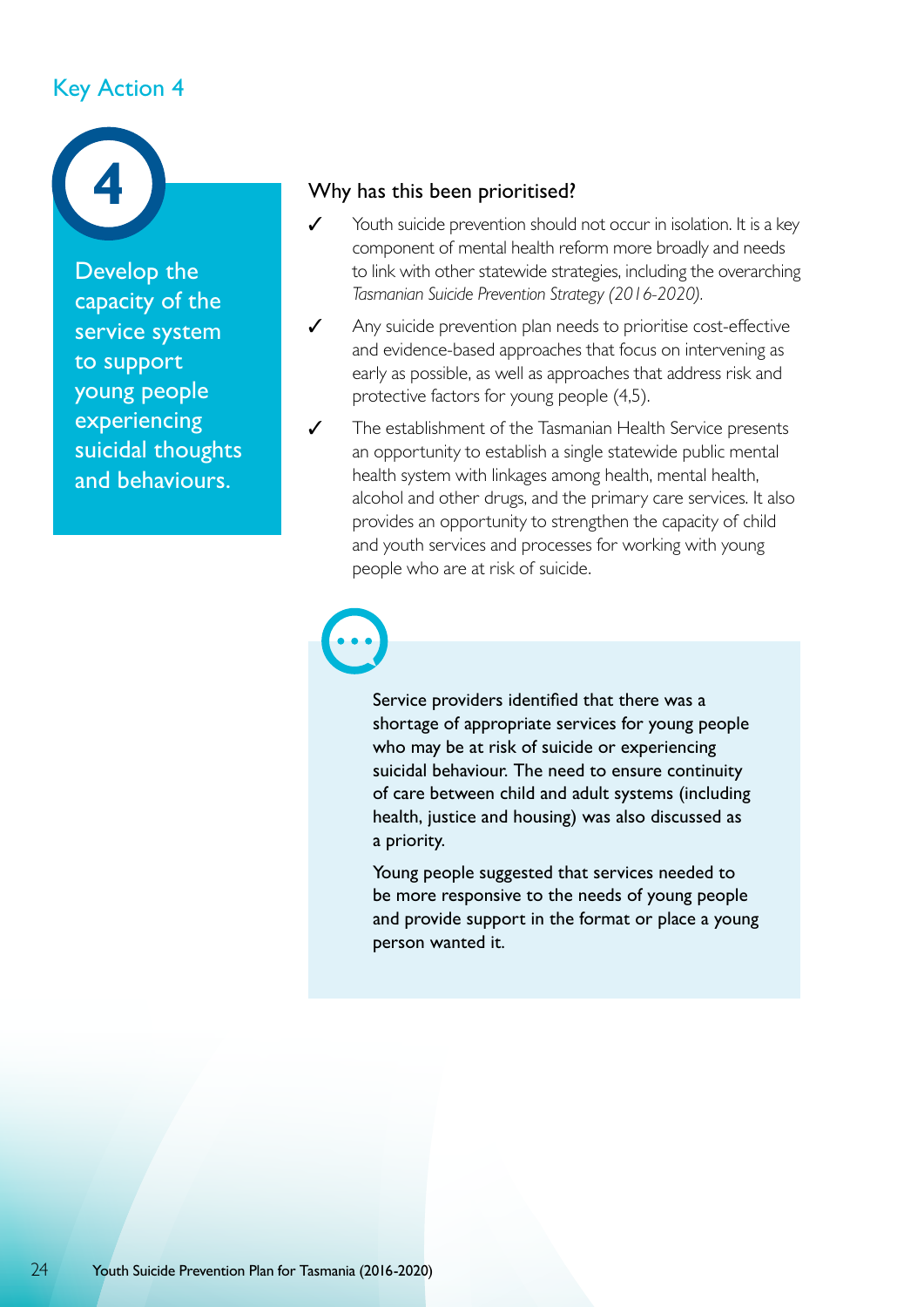## Key Action 4

**4**

Develop the capacity of the service system to support young people experiencing suicidal thoughts and behaviours.

### Why has this been prioritised?

- ✓ Youth suicide prevention should not occur in isolation. It is a key component of mental health reform more broadly and needs to link with other statewide strategies, including the overarching *Tasmanian Suicide Prevention Strategy (2016-2020).*
- ✓ Any suicide prevention plan needs to prioritise cost-effective and evidence-based approaches that focus on intervening as early as possible, as well as approaches that address risk and protective factors for young people (4,5).
- ✓ The establishment of the Tasmanian Health Service presents an opportunity to establish a single statewide public mental health system with linkages among health, mental health, alcohol and other drugs, and the primary care services. It also provides an opportunity to strengthen the capacity of child and youth services and processes for working with young people who are at risk of suicide.

Service providers identified that there was a shortage of appropriate services for young people who may be at risk of suicide or experiencing suicidal behaviour. The need to ensure continuity of care between child and adult systems (including health, justice and housing) was also discussed as a priority.

Young people suggested that services needed to be more responsive to the needs of young people and provide support in the format or place a young person wanted it.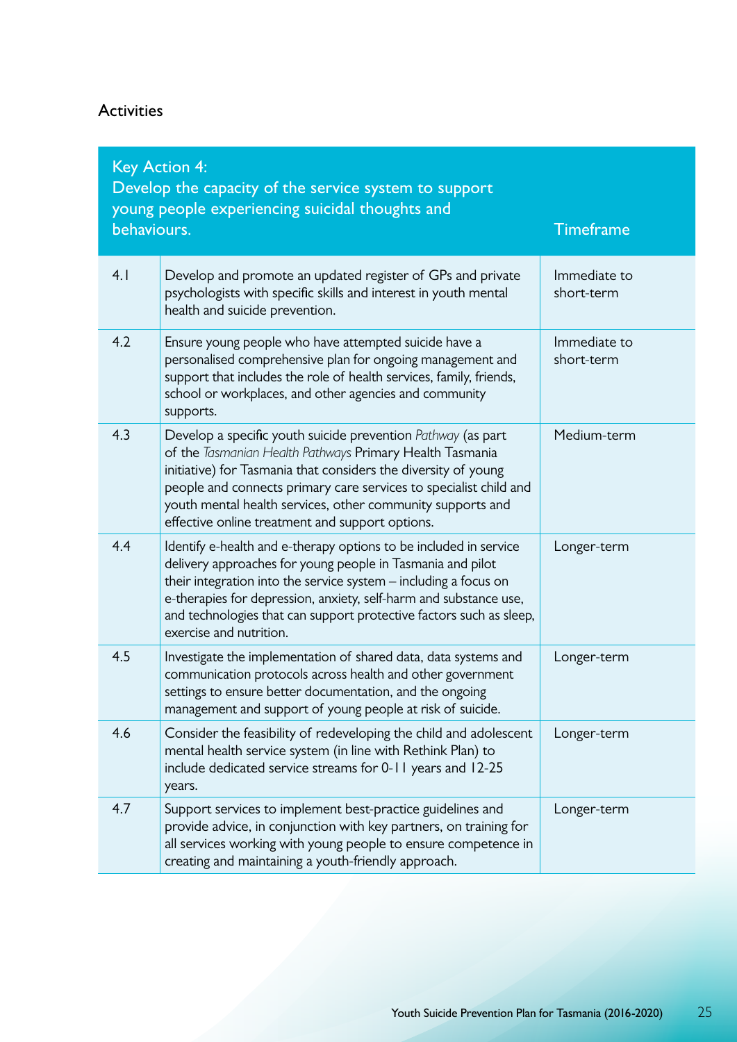### Activities

| Key Action 4: Develop the capacity of the service system to support young people experiencing suicidal thoughts and behaviours. | | Timeframe |
|---|---|---|
| 4.1 | Develop and promote an updated register of GPs and private psychologists with specific skills and interest in youth mental health and suicide prevention. | Immediate to short-term |
| 4.2 | Ensure young people who have attempted suicide have a personalised comprehensive plan for ongoing management and support that includes the role of health services, family, friends, school or workplaces, and other agencies and community supports. | Immediate to short-term |
| 4.3 | Develop a specific youth suicide prevention *Pathway* (as part of the *Tasmanian Health Pathways* Primary Health Tasmania initiative) for Tasmania that considers the diversity of young people and connects primary care services to specialist child and youth mental health services, other community supports and effective online treatment and support options. | Medium-term |
| 4.4 | Identify e-health and e-therapy options to be included in service delivery approaches for young people in Tasmania and pilot their integration into the service system – including a focus on e-therapies for depression, anxiety, self-harm and substance use, and technologies that can support protective factors such as sleep, exercise and nutrition. | Longer-term |
| 4.5 | Investigate the implementation of shared data, data systems and communication protocols across health and other government settings to ensure better documentation, and the ongoing management and support of young people at risk of suicide. | Longer-term |
| 4.6 | Consider the feasibility of redeveloping the child and adolescent mental health service system (in line with Rethink Plan) to include dedicated service streams for 0-11 years and 12-25 years. | Longer-term |
| 4.7 | Support services to implement best-practice guidelines and provide advice, in conjunction with key partners, on training for all services working with young people to ensure competence in creating and maintaining a youth-friendly approach. | Longer-term |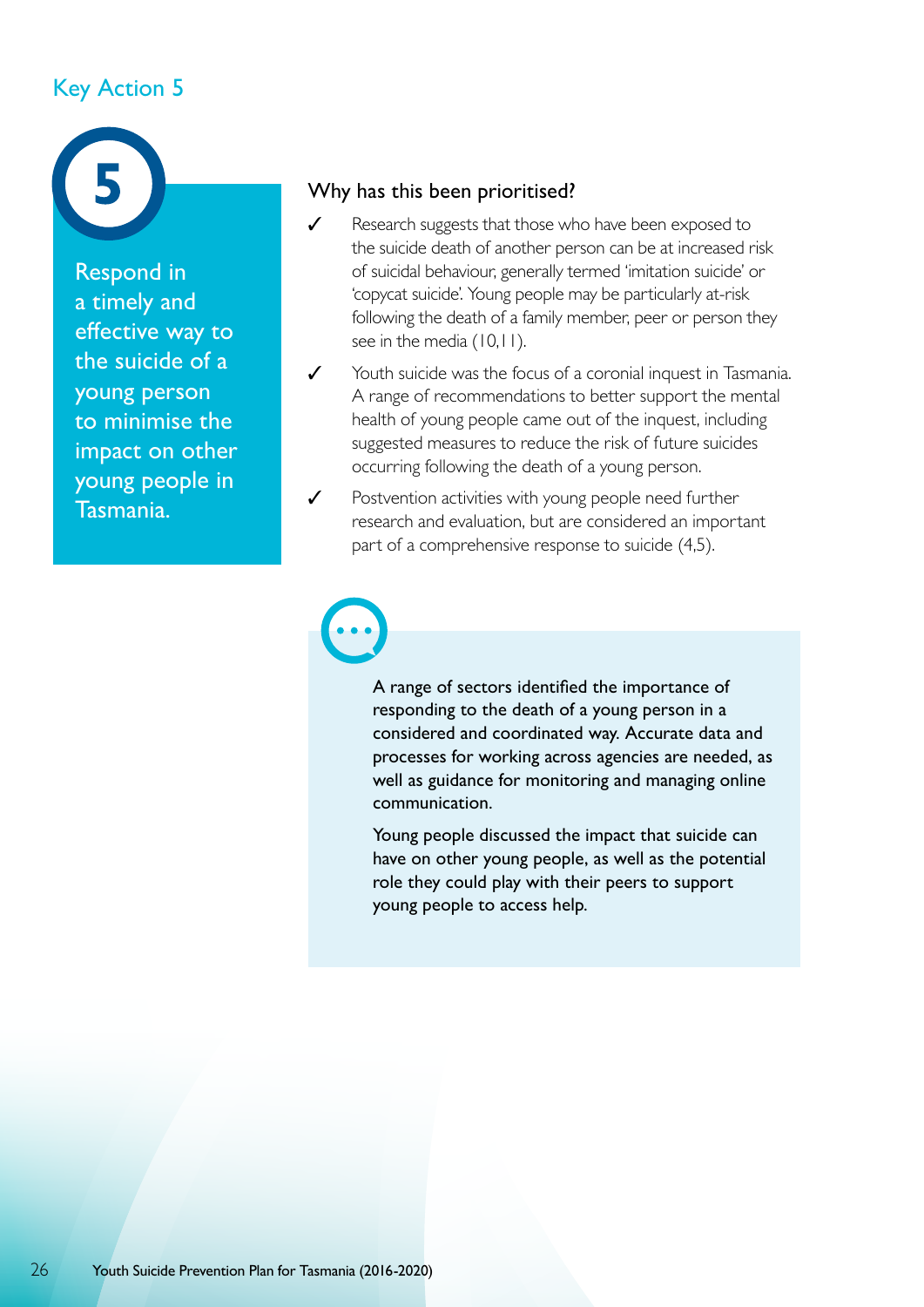## Key Action 5

**5**

Respond in a timely and effective way to the suicide of a young person to minimise the impact on other young people in Tasmania.

### Why has this been prioritised?

- ✓ Research suggests that those who have been exposed to the suicide death of another person can be at increased risk of suicidal behaviour, generally termed 'imitation suicide' or 'copycat suicide'. Young people may be particularly at-risk following the death of a family member, peer or person they see in the media (10,11).
- ✓ Youth suicide was the focus of a coronial inquest in Tasmania. A range of recommendations to better support the mental health of young people came out of the inquest, including suggested measures to reduce the risk of future suicides occurring following the death of a young person.
- ✓ Postvention activities with young people need further research and evaluation, but are considered an important part of a comprehensive response to suicide (4,5).

A range of sectors identified the importance of responding to the death of a young person in a considered and coordinated way. Accurate data and processes for working across agencies are needed, as well as guidance for monitoring and managing online communication.

Young people discussed the impact that suicide can have on other young people, as well as the potential role they could play with their peers to support young people to access help.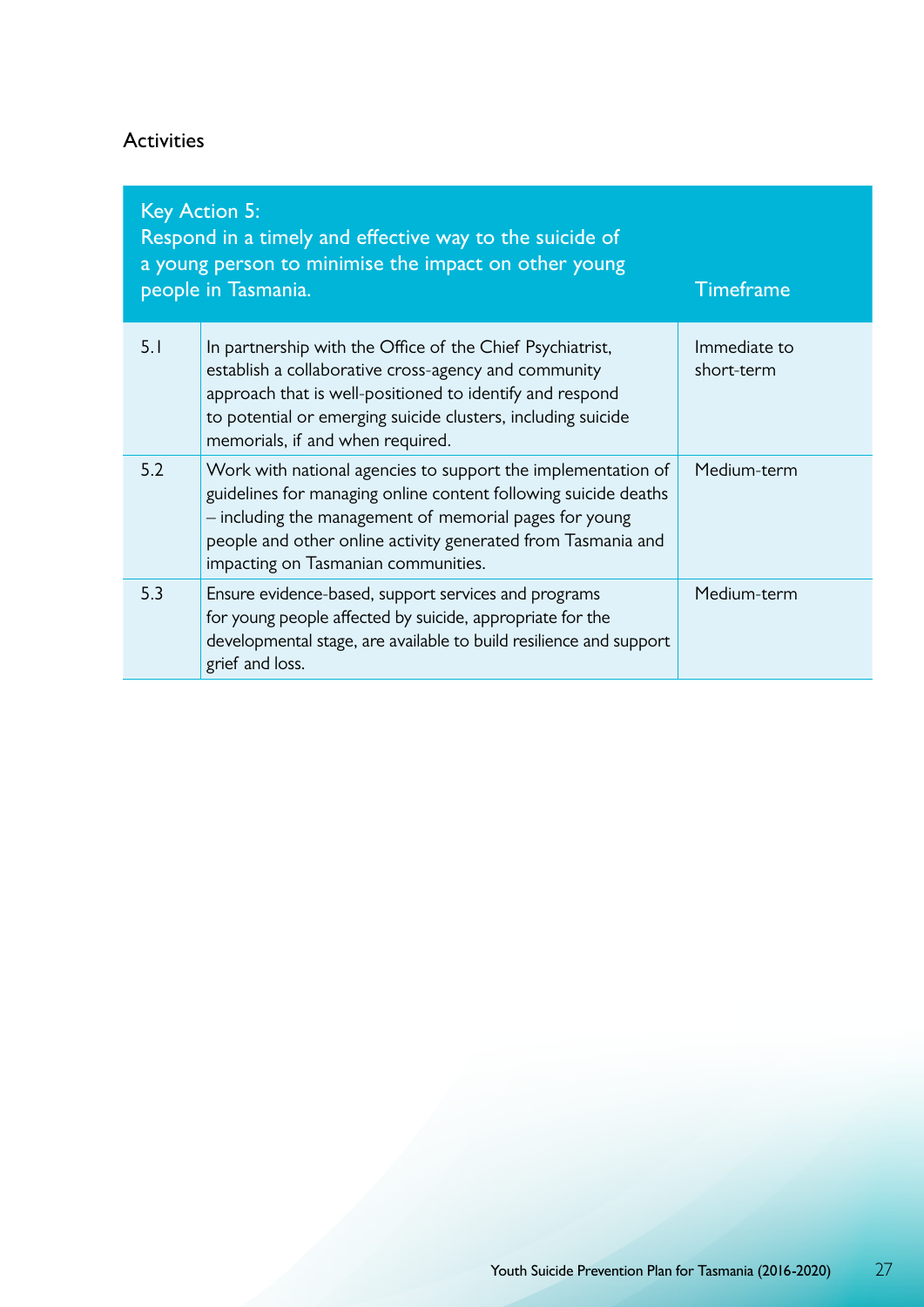### Activities

| Key Action 5: Respond in a timely and effective way to the suicide of a young person to minimise the impact on other young people in Tasmania. | | Timeframe |
|---|---|---|
| 5.1 | In partnership with the Office of the Chief Psychiatrist, establish a collaborative cross-agency and community approach that is well-positioned to identify and respond to potential or emerging suicide clusters, including suicide memorials, if and when required. | Immediate to short-term |
| 5.2 | Work with national agencies to support the implementation of guidelines for managing online content following suicide deaths – including the management of memorial pages for young people and other online activity generated from Tasmania and impacting on Tasmanian communities. | Medium-term |
| 5.3 | Ensure evidence-based, support services and programs for young people affected by suicide, appropriate for the developmental stage, are available to build resilience and support grief and loss. | Medium-term |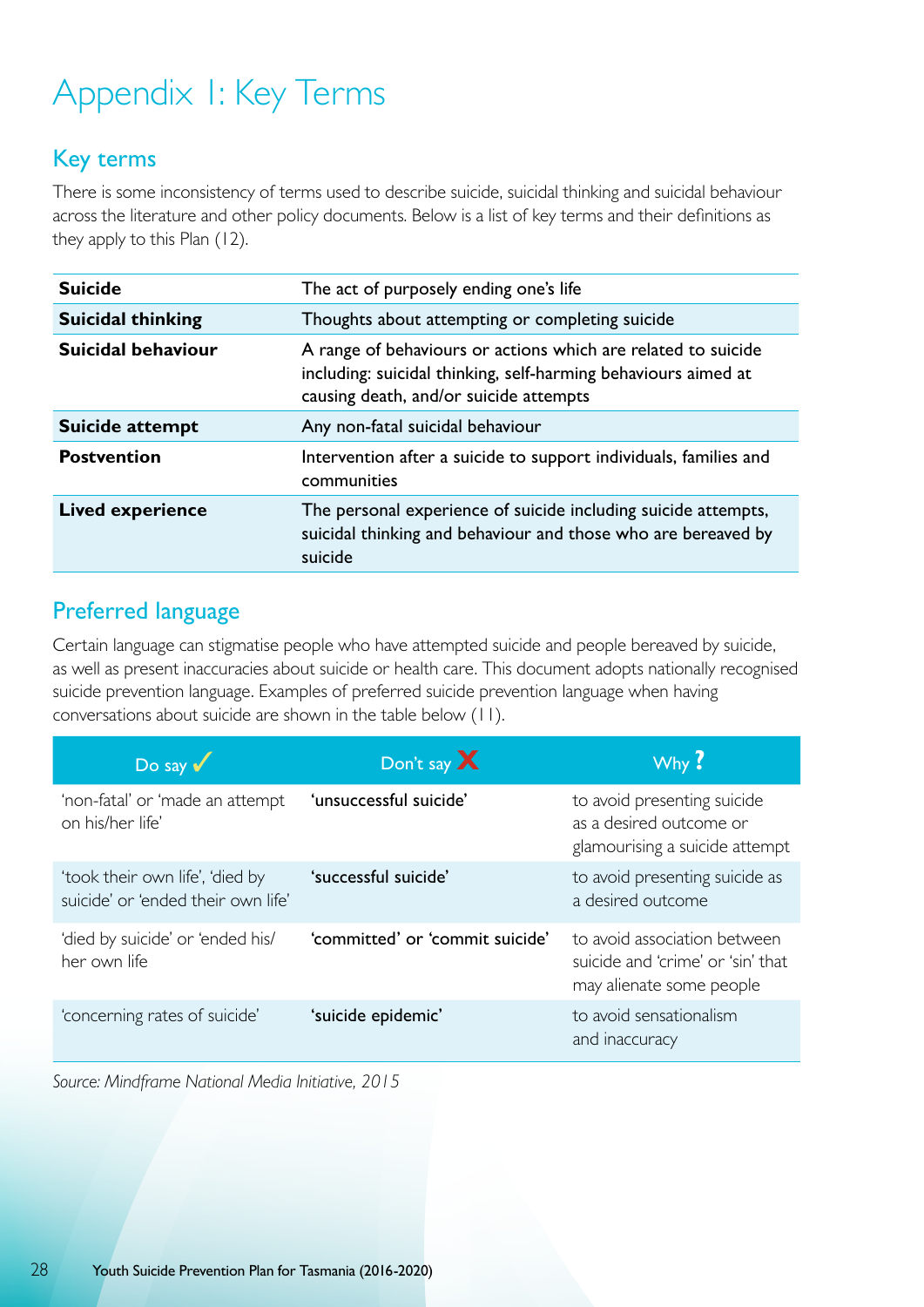# Appendix 1: Key Terms

## Key terms

There is some inconsistency of terms used to describe suicide, suicidal thinking and suicidal behaviour across the literature and other policy documents. Below is a list of key terms and their definitions as they apply to this Plan (12).

| | |
|---|---|
| **Suicide** | The act of purposely ending one's life |
| **Suicidal thinking** | Thoughts about attempting or completing suicide |
| **Suicidal behaviour** | A range of behaviours or actions which are related to suicide including: suicidal thinking, self-harming behaviours aimed at causing death, and/or suicide attempts |
| **Suicide attempt** | Any non-fatal suicidal behaviour |
| **Postvention** | Intervention after a suicide to support individuals, families and communities |
| **Lived experience** | The personal experience of suicide including suicide attempts, suicidal thinking and behaviour and those who are bereaved by suicide |

## Preferred language

Certain language can stigmatise people who have attempted suicide and people bereaved by suicide, as well as present inaccuracies about suicide or health care. This document adopts nationally recognised suicide prevention language. Examples of preferred suicide prevention language when having conversations about suicide are shown in the table below (11).

| Do say ✓ | Don't say ✗ | Why ? |
|---|---|---|
| 'non-fatal' or 'made an attempt on his/her life' | 'unsuccessful suicide' | to avoid presenting suicide as a desired outcome or glamourising a suicide attempt |
| 'took their own life', 'died by suicide' or 'ended their own life' | 'successful suicide' | to avoid presenting suicide as a desired outcome |
| 'died by suicide' or 'ended his/her own life' | 'committed' or 'commit suicide' | to avoid association between suicide and 'crime' or 'sin' that may alienate some people |
| 'concerning rates of suicide' | 'suicide epidemic' | to avoid sensationalism and inaccuracy |

*Source: Mindframe National Media Initiative, 2015*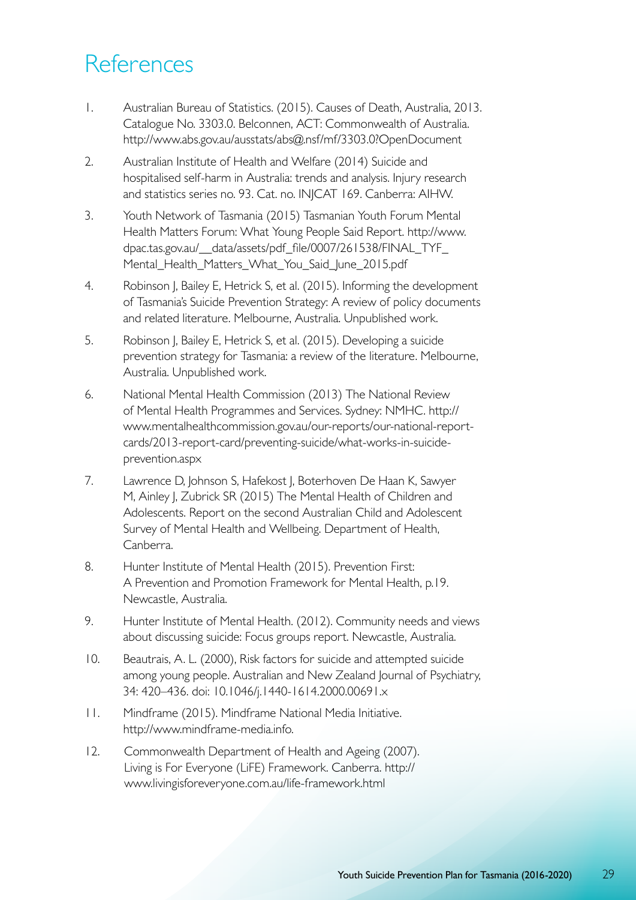# References

1. Australian Bureau of Statistics. (2015). Causes of Death, Australia, 2013. Catalogue No. 3303.0. Belconnen, ACT: Commonwealth of Australia. http://www.abs.gov.au/ausstats/abs@.nsf/mf/3303.0?OpenDocument
2. Australian Institute of Health and Welfare (2014) Suicide and hospitalised self-harm in Australia: trends and analysis. Injury research and statistics series no. 93. Cat. no. INJCAT 169. Canberra: AIHW.
3. Youth Network of Tasmania (2015) Tasmanian Youth Forum Mental Health Matters Forum: What Young People Said Report. http://www.dpac.tas.gov.au/__data/assets/pdf_file/0007/261538/FINAL_TYF_Mental_Health_Matters_What_You_Said_June_2015.pdf
4. Robinson J, Bailey E, Hetrick S, et al. (2015). Informing the development of Tasmania's Suicide Prevention Strategy: A review of policy documents and related literature. Melbourne, Australia. Unpublished work.
5. Robinson J, Bailey E, Hetrick S, et al. (2015). Developing a suicide prevention strategy for Tasmania: a review of the literature. Melbourne, Australia. Unpublished work.
6. National Mental Health Commission (2013) The National Review of Mental Health Programmes and Services. Sydney: NMHC. http://www.mentalhealthcommission.gov.au/our-reports/our-national-report-cards/2013-report-card/preventing-suicide/what-works-in-suicide-prevention.aspx
7. Lawrence D, Johnson S, Hafekost J, Boterhoven De Haan K, Sawyer M, Ainley J, Zubrick SR (2015) The Mental Health of Children and Adolescents. Report on the second Australian Child and Adolescent Survey of Mental Health and Wellbeing. Department of Health, Canberra.
8. Hunter Institute of Mental Health (2015). Prevention First: A Prevention and Promotion Framework for Mental Health, p.19. Newcastle, Australia.
9. Hunter Institute of Mental Health. (2012). Community needs and views about discussing suicide: Focus groups report. Newcastle, Australia.
10. Beautrais, A. L. (2000), Risk factors for suicide and attempted suicide among young people. Australian and New Zealand Journal of Psychiatry, 34: 420–436. doi: 10.1046/j.1440-1614.2000.00691.x
11. Mindframe (2015). Mindframe National Media Initiative. http://www.mindframe-media.info.
12. Commonwealth Department of Health and Ageing (2007). Living is For Everyone (LiFE) Framework. Canberra. http://www.livingisforeveryone.com.au/life-framework.html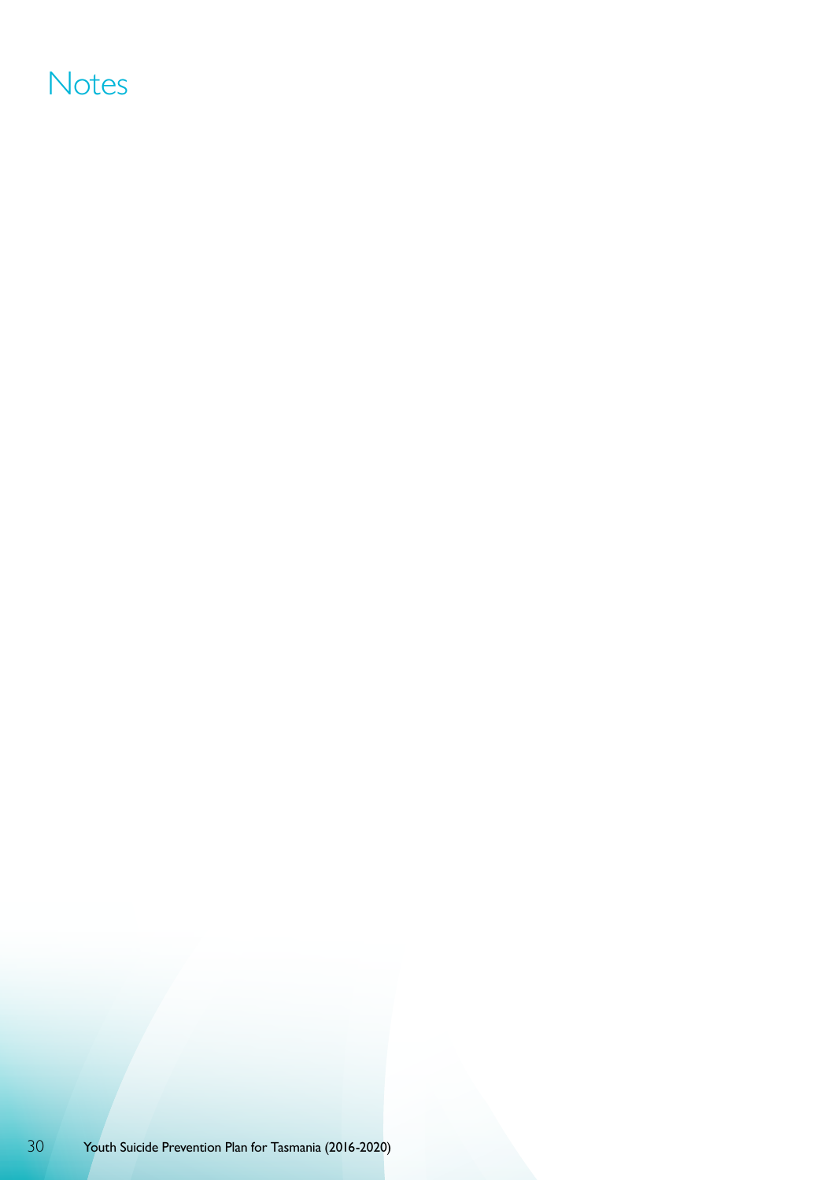# Notes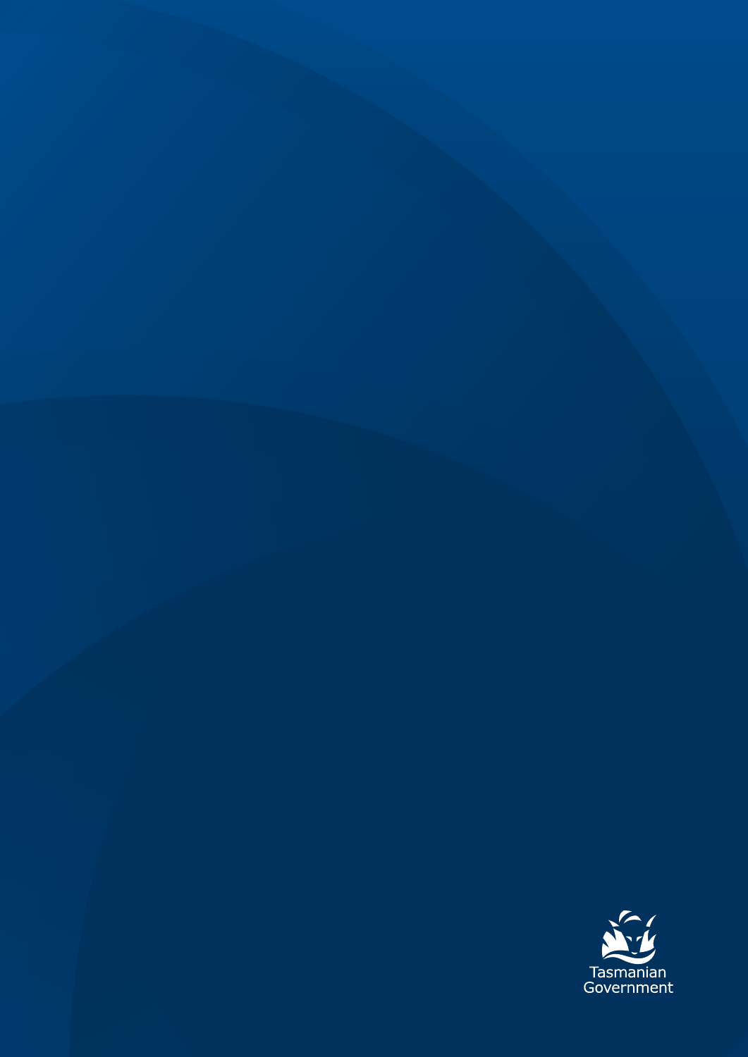Tasmanian Government